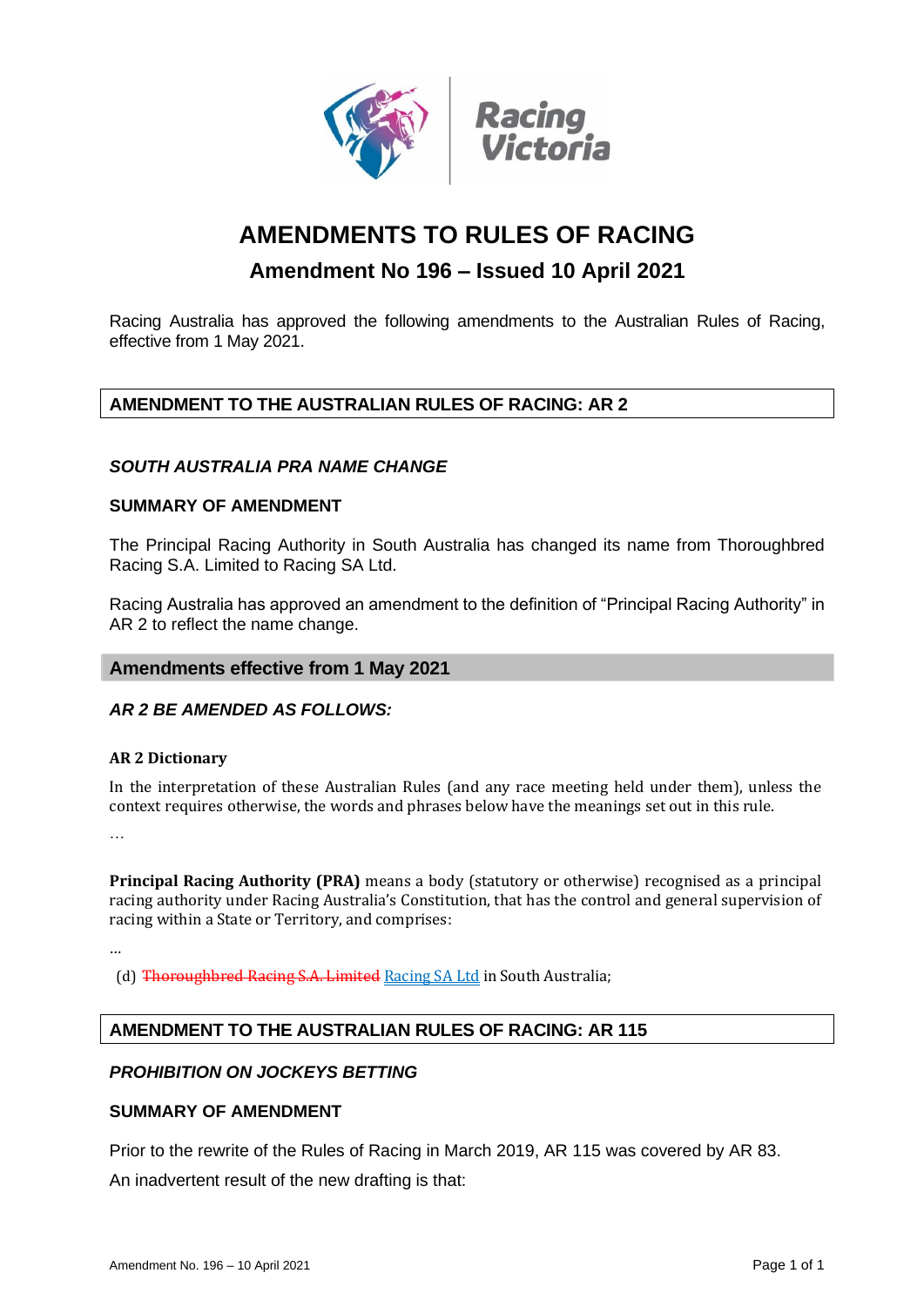# AMENDMENTS TO RULES OF RACING

## Amendment No 196 – Issued 10 April 2021

Racing Australia has approved the following amendments to the Australian Rules of Racing, effective from 1 May 2021.

## AMENDMENT TO THE AUSTRALIAN RULES OF RACING: AR 2

### *SOUTH AUSTRALIA PRA NAME CHANGE*

### SUMMARY OF AMENDMENT

The Principal Racing Authority in South Australia has changed its name from Thoroughbred Racing S.A. Limited to Racing SA Ltd.

Racing Australia has approved an amendment to the definition of "Principal Racing Authority" in AR 2 to reflect the name change.

### Amendments effective from 1 May 2021

### *AR 2 BE AMENDED AS FOLLOWS:*

**AR 2 Dictionary**

In the interpretation of these Australian Rules (and any race meeting held under them), unless the context requires otherwise, the words and phrases below have the meanings set out in this rule.

…

**Principal Racing Authority (PRA)** means a body (statutory or otherwise) recognised as a principal racing authority under Racing Australia's Constitution, that has the control and general supervision of racing within a State or Territory, and comprises:

...

(d) ~~Thoroughbred Racing S.A. Limited~~ Racing SA Ltd in South Australia;

## AMENDMENT TO THE AUSTRALIAN RULES OF RACING: AR 115

### *PROHIBITION ON JOCKEYS BETTING*

### SUMMARY OF AMENDMENT

Prior to the rewrite of the Rules of Racing in March 2019, AR 115 was covered by AR 83.

An inadvertent result of the new drafting is that: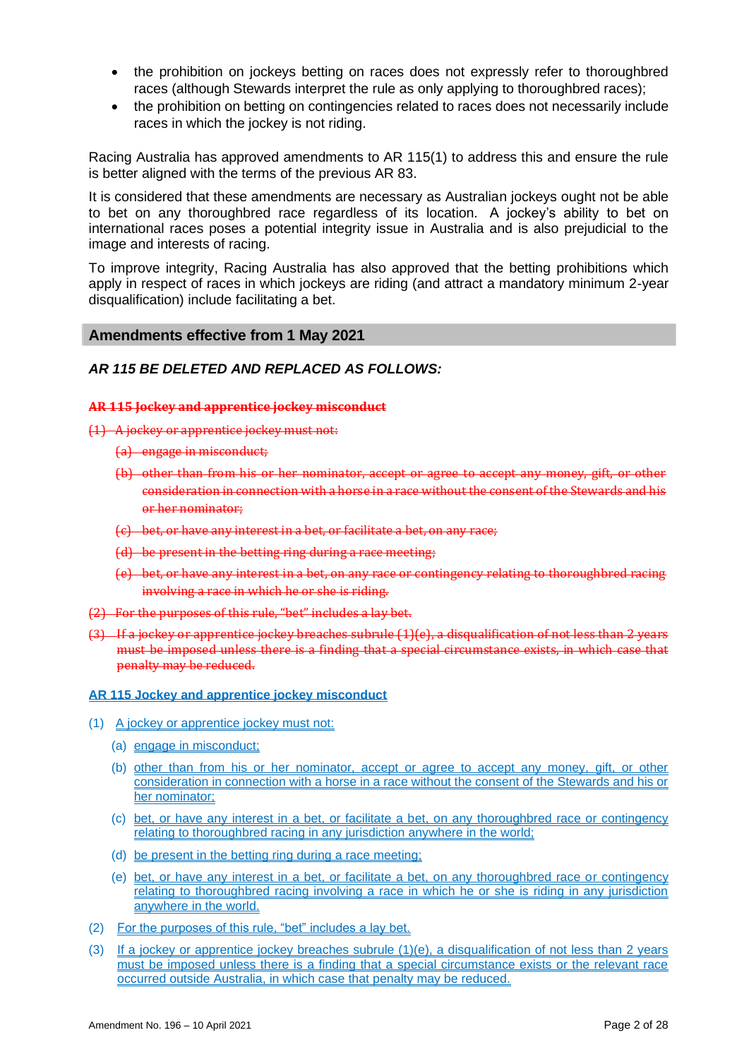- the prohibition on jockeys betting on races does not expressly refer to thoroughbred races (although Stewards interpret the rule as only applying to thoroughbred races);
- the prohibition on betting on contingencies related to races does not necessarily include races in which the jockey is not riding.

Racing Australia has approved amendments to AR 115(1) to address this and ensure the rule is better aligned with the terms of the previous AR 83.

It is considered that these amendments are necessary as Australian jockeys ought not be able to bet on any thoroughbred race regardless of its location. A jockey's ability to bet on international races poses a potential integrity issue in Australia and is also prejudicial to the image and interests of racing.

To improve integrity, Racing Australia has also approved that the betting prohibitions which apply in respect of races in which jockeys are riding (and attract a mandatory minimum 2-year disqualification) include facilitating a bet.

## Amendments effective from 1 May 2021

### *AR 115 BE DELETED AND REPLACED AS FOLLOWS:*

~~**AR 115 Jockey and apprentice jockey misconduct**~~

~~(1) A jockey or apprentice jockey must not:~~

~~(a) engage in misconduct;~~

~~(b) other than from his or her nominator, accept or agree to accept any money, gift, or other consideration in connection with a horse in a race without the consent of the Stewards and his or her nominator;~~

~~(c) bet, or have any interest in a bet, or facilitate a bet, on any race;~~

~~(d) be present in the betting ring during a race meeting;~~

~~(e) bet, or have any interest in a bet, on any race or contingency relating to thoroughbred racing involving a race in which he or she is riding.~~

~~(2) For the purposes of this rule, "bet" includes a lay bet.~~

~~(3) If a jockey or apprentice jockey breaches subrule (1)(e), a disqualification of not less than 2 years must be imposed unless there is a finding that a special circumstance exists, in which case that penalty may be reduced.~~

**AR 115 Jockey and apprentice jockey misconduct**

(1) A jockey or apprentice jockey must not:

(a) engage in misconduct;

(b) other than from his or her nominator, accept or agree to accept any money, gift, or other consideration in connection with a horse in a race without the consent of the Stewards and his or her nominator;

(c) bet, or have any interest in a bet, or facilitate a bet, on any thoroughbred race or contingency relating to thoroughbred racing in any jurisdiction anywhere in the world;

(d) be present in the betting ring during a race meeting;

(e) bet, or have any interest in a bet, or facilitate a bet, on any thoroughbred race or contingency relating to thoroughbred racing involving a race in which he or she is riding in any jurisdiction anywhere in the world.

(2) For the purposes of this rule, "bet" includes a lay bet.

(3) If a jockey or apprentice jockey breaches subrule (1)(e), a disqualification of not less than 2 years must be imposed unless there is a finding that a special circumstance exists or the relevant race occurred outside Australia, in which case that penalty may be reduced.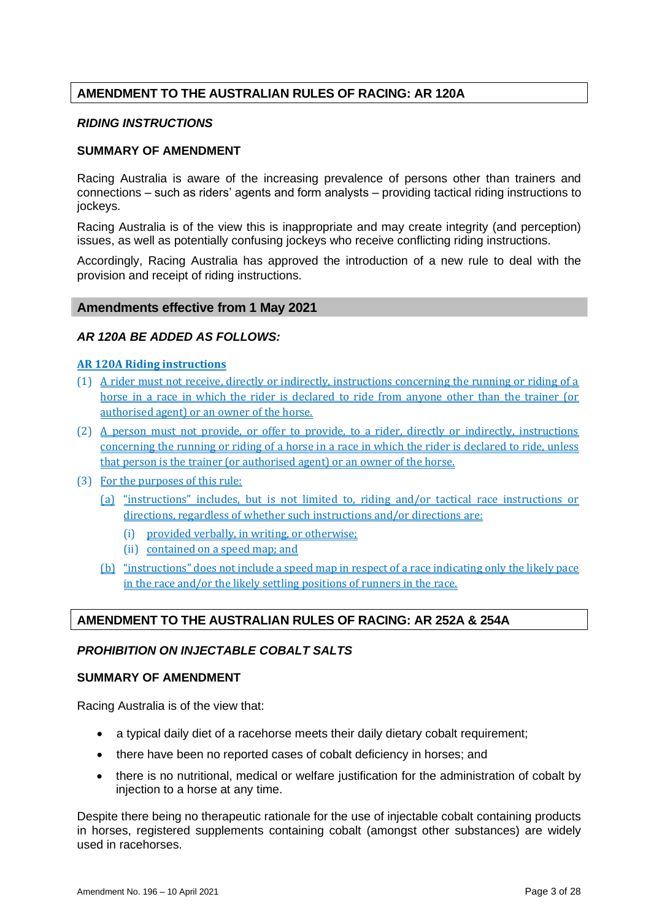## AMENDMENT TO THE AUSTRALIAN RULES OF RACING: AR 120A

### *RIDING INSTRUCTIONS*

### SUMMARY OF AMENDMENT

Racing Australia is aware of the increasing prevalence of persons other than trainers and connections – such as riders' agents and form analysts – providing tactical riding instructions to jockeys.

Racing Australia is of the view this is inappropriate and may create integrity (and perception) issues, as well as potentially confusing jockeys who receive conflicting riding instructions.

Accordingly, Racing Australia has approved the introduction of a new rule to deal with the provision and receipt of riding instructions.

## Amendments effective from 1 May 2021

### *AR 120A BE ADDED AS FOLLOWS:*

**AR 120A Riding instructions**

(1) A rider must not receive, directly or indirectly, instructions concerning the running or riding of a horse in a race in which the rider is declared to ride from anyone other than the trainer (or authorised agent) or an owner of the horse.

(2) A person must not provide, or offer to provide, to a rider, directly or indirectly, instructions concerning the running or riding of a horse in a race in which the rider is declared to ride, unless that person is the trainer (or authorised agent) or an owner of the horse.

(3) For the purposes of this rule:

   (a) "instructions" includes, but is not limited to, riding and/or tactical race instructions or directions, regardless of whether such instructions and/or directions are:

      (i) provided verbally, in writing, or otherwise;

      (ii) contained on a speed map; and

   (b) "instructions" does not include a speed map in respect of a race indicating only the likely pace in the race and/or the likely settling positions of runners in the race.

## AMENDMENT TO THE AUSTRALIAN RULES OF RACING: AR 252A & 254A

### *PROHIBITION ON INJECTABLE COBALT SALTS*

### SUMMARY OF AMENDMENT

Racing Australia is of the view that:

- a typical daily diet of a racehorse meets their daily dietary cobalt requirement;
- there have been no reported cases of cobalt deficiency in horses; and
- there is no nutritional, medical or welfare justification for the administration of cobalt by injection to a horse at any time.

Despite there being no therapeutic rationale for the use of injectable cobalt containing products in horses, registered supplements containing cobalt (amongst other substances) are widely used in racehorses.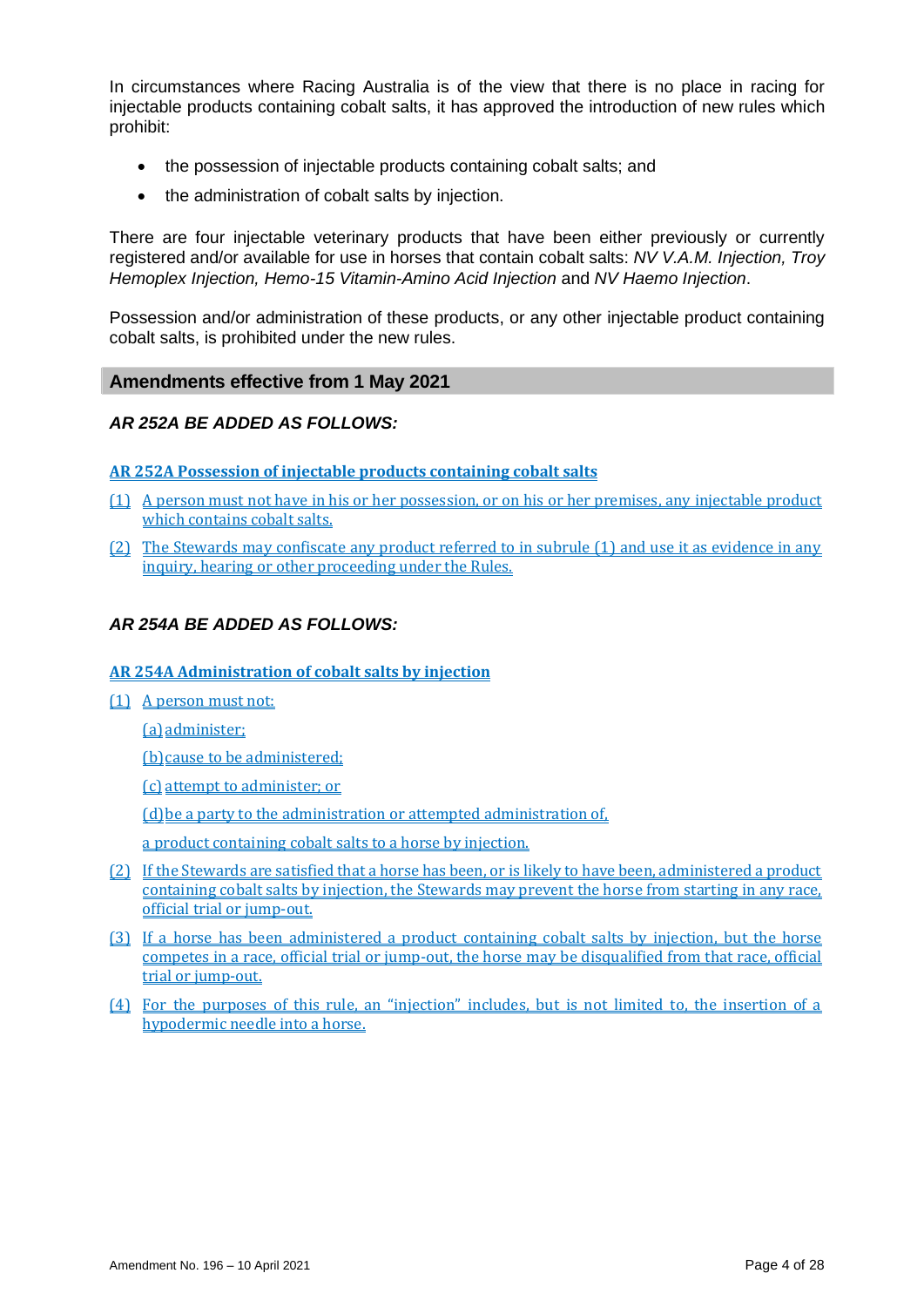In circumstances where Racing Australia is of the view that there is no place in racing for injectable products containing cobalt salts, it has approved the introduction of new rules which prohibit:

- the possession of injectable products containing cobalt salts; and
- the administration of cobalt salts by injection.

There are four injectable veterinary products that have been either previously or currently registered and/or available for use in horses that contain cobalt salts: *NV V.A.M. Injection, Troy Hemoplex Injection, Hemo-15 Vitamin-Amino Acid Injection* and *NV Haemo Injection*.

Possession and/or administration of these products, or any other injectable product containing cobalt salts, is prohibited under the new rules.

## Amendments effective from 1 May 2021

### *AR 252A BE ADDED AS FOLLOWS:*

**AR 252A Possession of injectable products containing cobalt salts**

(1) A person must not have in his or her possession, or on his or her premises, any injectable product which contains cobalt salts.

(2) The Stewards may confiscate any product referred to in subrule (1) and use it as evidence in any inquiry, hearing or other proceeding under the Rules.

### *AR 254A BE ADDED AS FOLLOWS:*

**AR 254A Administration of cobalt salts by injection**

(1) A person must not:

(a) administer;

(b) cause to be administered;

(c) attempt to administer; or

(d) be a party to the administration or attempted administration of,

a product containing cobalt salts to a horse by injection.

(2) If the Stewards are satisfied that a horse has been, or is likely to have been, administered a product containing cobalt salts by injection, the Stewards may prevent the horse from starting in any race, official trial or jump-out.

(3) If a horse has been administered a product containing cobalt salts by injection, but the horse competes in a race, official trial or jump-out, the horse may be disqualified from that race, official trial or jump-out.

(4) For the purposes of this rule, an "injection" includes, but is not limited to, the insertion of a hypodermic needle into a horse.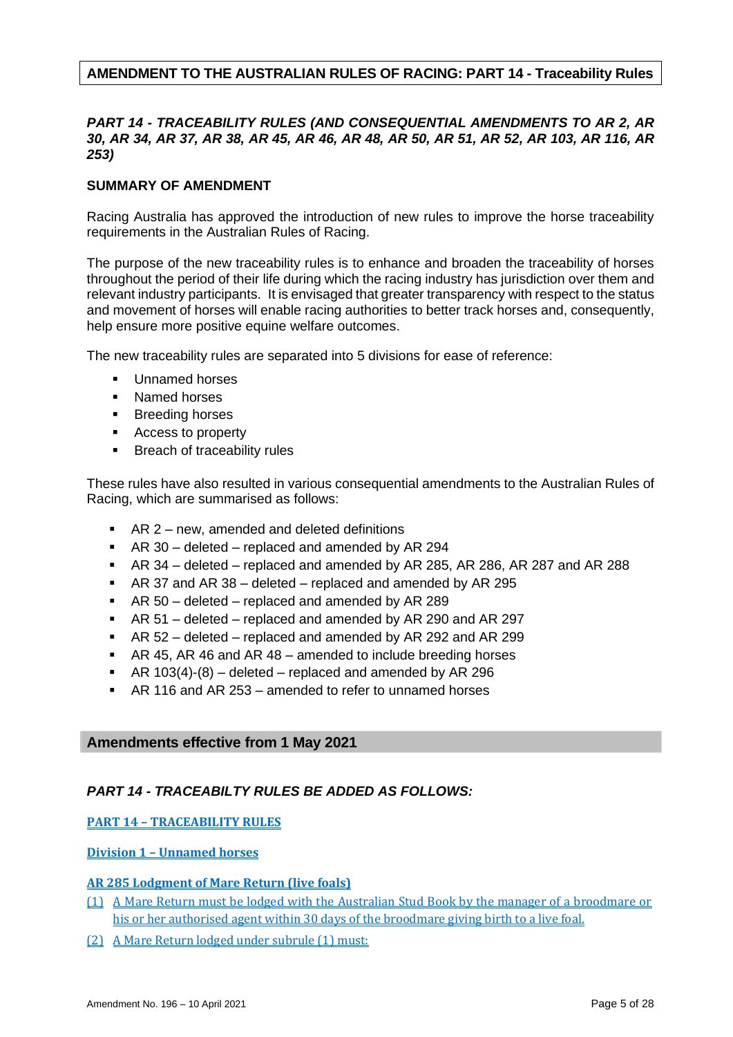**AMENDMENT TO THE AUSTRALIAN RULES OF RACING: PART 14 - Traceability Rules**

***PART 14 - TRACEABILITY RULES (AND CONSEQUENTIAL AMENDMENTS TO AR 2, AR 30, AR 34, AR 37, AR 38, AR 45, AR 46, AR 48, AR 50, AR 51, AR 52, AR 103, AR 116, AR 253)***

**SUMMARY OF AMENDMENT**

Racing Australia has approved the introduction of new rules to improve the horse traceability requirements in the Australian Rules of Racing.

The purpose of the new traceability rules is to enhance and broaden the traceability of horses throughout the period of their life during which the racing industry has jurisdiction over them and relevant industry participants. It is envisaged that greater transparency with respect to the status and movement of horses will enable racing authorities to better track horses and, consequently, help ensure more positive equine welfare outcomes.

The new traceability rules are separated into 5 divisions for ease of reference:

- Unnamed horses
- Named horses
- Breeding horses
- Access to property
- Breach of traceability rules

These rules have also resulted in various consequential amendments to the Australian Rules of Racing, which are summarised as follows:

- AR 2 – new, amended and deleted definitions
- AR 30 – deleted – replaced and amended by AR 294
- AR 34 – deleted – replaced and amended by AR 285, AR 286, AR 287 and AR 288
- AR 37 and AR 38 – deleted – replaced and amended by AR 295
- AR 50 – deleted – replaced and amended by AR 289
- AR 51 – deleted – replaced and amended by AR 290 and AR 297
- AR 52 – deleted – replaced and amended by AR 292 and AR 299
- AR 45, AR 46 and AR 48 – amended to include breeding horses
- AR 103(4)-(8) – deleted – replaced and amended by AR 296
- AR 116 and AR 253 – amended to refer to unnamed horses

## Amendments effective from 1 May 2021

***PART 14 - TRACEABILTY RULES BE ADDED AS FOLLOWS:***

**PART 14 – TRACEABILITY RULES**

**Division 1 – Unnamed horses**

**AR 285 Lodgment of Mare Return (live foals)**

(1) A Mare Return must be lodged with the Australian Stud Book by the manager of a broodmare or his or her authorised agent within 30 days of the broodmare giving birth to a live foal.

(2) A Mare Return lodged under subrule (1) must: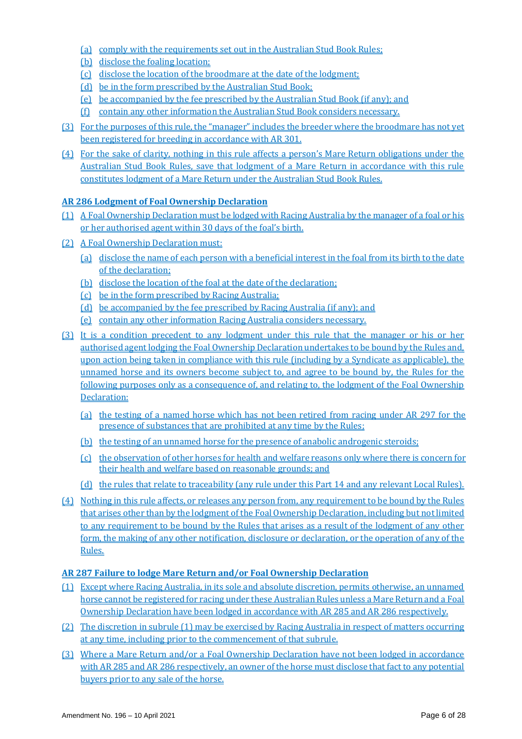(a) comply with the requirements set out in the Australian Stud Book Rules;

(b) disclose the foaling location;

(c) disclose the location of the broodmare at the date of the lodgment;

(d) be in the form prescribed by the Australian Stud Book;

(e) be accompanied by the fee prescribed by the Australian Stud Book (if any); and

(f) contain any other information the Australian Stud Book considers necessary.

(3) For the purposes of this rule, the "manager" includes the breeder where the broodmare has not yet been registered for breeding in accordance with AR 301.

(4) For the sake of clarity, nothing in this rule affects a person's Mare Return obligations under the Australian Stud Book Rules, save that lodgment of a Mare Return in accordance with this rule constitutes lodgment of a Mare Return under the Australian Stud Book Rules.

**AR 286 Lodgment of Foal Ownership Declaration**

(1) A Foal Ownership Declaration must be lodged with Racing Australia by the manager of a foal or his or her authorised agent within 30 days of the foal's birth.

(2) A Foal Ownership Declaration must:

(a) disclose the name of each person with a beneficial interest in the foal from its birth to the date of the declaration;

(b) disclose the location of the foal at the date of the declaration;

(c) be in the form prescribed by Racing Australia;

(d) be accompanied by the fee prescribed by Racing Australia (if any); and

(e) contain any other information Racing Australia considers necessary.

(3) It is a condition precedent to any lodgment under this rule that the manager or his or her authorised agent lodging the Foal Ownership Declaration undertakes to be bound by the Rules and, upon action being taken in compliance with this rule (including by a Syndicate as applicable), the unnamed horse and its owners become subject to, and agree to be bound by, the Rules for the following purposes only as a consequence of, and relating to, the lodgment of the Foal Ownership Declaration:

(a) the testing of a named horse which has not been retired from racing under AR 297 for the presence of substances that are prohibited at any time by the Rules;

(b) the testing of an unnamed horse for the presence of anabolic androgenic steroids;

(c) the observation of other horses for health and welfare reasons only where there is concern for their health and welfare based on reasonable grounds; and

(d) the rules that relate to traceability (any rule under this Part 14 and any relevant Local Rules).

(4) Nothing in this rule affects, or releases any person from, any requirement to be bound by the Rules that arises other than by the lodgment of the Foal Ownership Declaration, including but not limited to any requirement to be bound by the Rules that arises as a result of the lodgment of any other form, the making of any other notification, disclosure or declaration, or the operation of any of the Rules.

**AR 287 Failure to lodge Mare Return and/or Foal Ownership Declaration**

(1) Except where Racing Australia, in its sole and absolute discretion, permits otherwise, an unnamed horse cannot be registered for racing under these Australian Rules unless a Mare Return and a Foal Ownership Declaration have been lodged in accordance with AR 285 and AR 286 respectively.

(2) The discretion in subrule (1) may be exercised by Racing Australia in respect of matters occurring at any time, including prior to the commencement of that subrule.

(3) Where a Mare Return and/or a Foal Ownership Declaration have not been lodged in accordance with AR 285 and AR 286 respectively, an owner of the horse must disclose that fact to any potential buyers prior to any sale of the horse.

Amendment No. 196 – 10 April 2021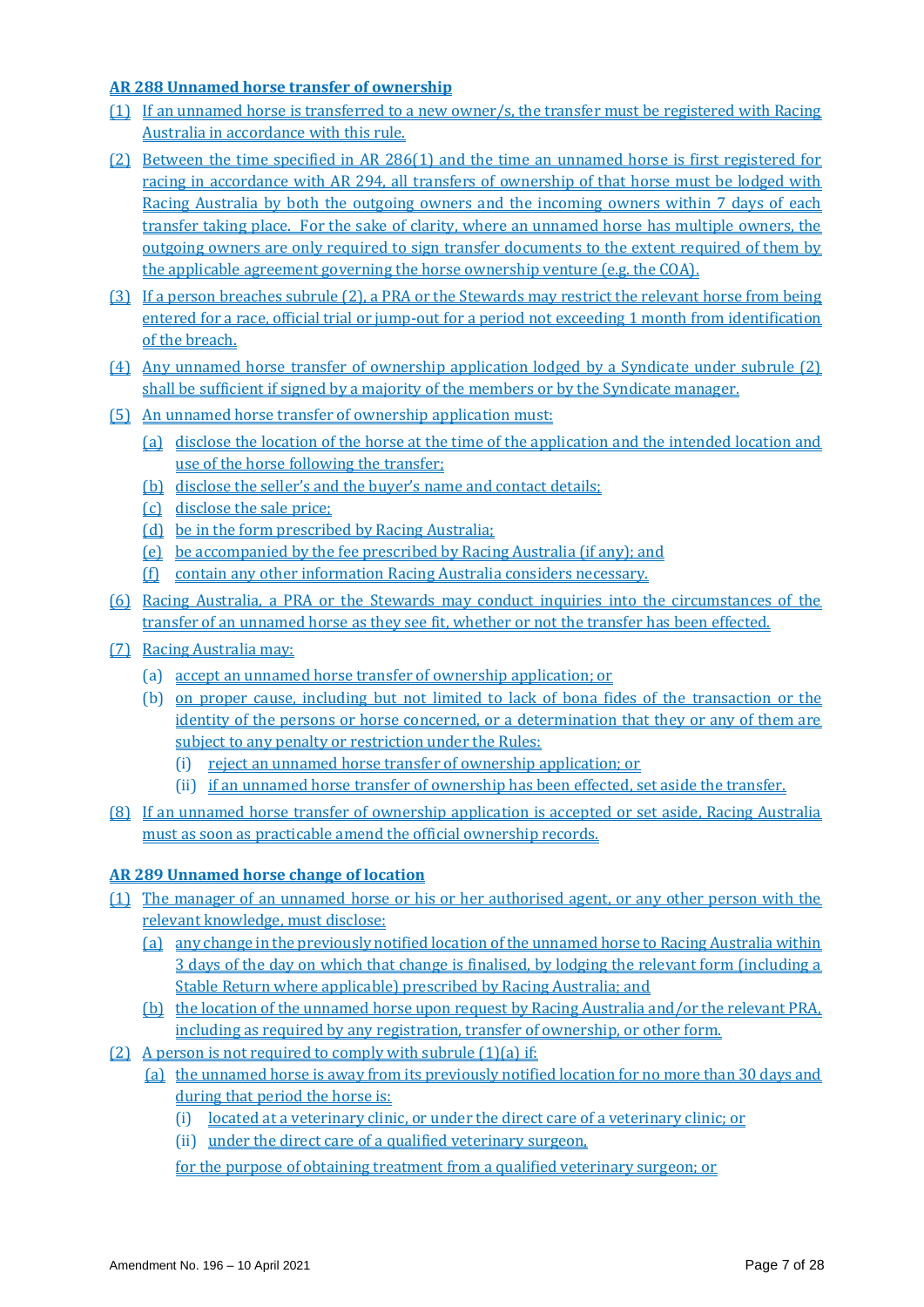**AR 288 Unnamed horse transfer of ownership**

(1) If an unnamed horse is transferred to a new owner/s, the transfer must be registered with Racing Australia in accordance with this rule.

(2) Between the time specified in AR 286(1) and the time an unnamed horse is first registered for racing in accordance with AR 294, all transfers of ownership of that horse must be lodged with Racing Australia by both the outgoing owners and the incoming owners within 7 days of each transfer taking place. For the sake of clarity, where an unnamed horse has multiple owners, the outgoing owners are only required to sign transfer documents to the extent required of them by the applicable agreement governing the horse ownership venture (e.g. the COA).

(3) If a person breaches subrule (2), a PRA or the Stewards may restrict the relevant horse from being entered for a race, official trial or jump-out for a period not exceeding 1 month from identification of the breach.

(4) Any unnamed horse transfer of ownership application lodged by a Syndicate under subrule (2) shall be sufficient if signed by a majority of the members or by the Syndicate manager.

(5) An unnamed horse transfer of ownership application must:

- (a) disclose the location of the horse at the time of the application and the intended location and use of the horse following the transfer;
- (b) disclose the seller's and the buyer's name and contact details;
- (c) disclose the sale price;
- (d) be in the form prescribed by Racing Australia;
- (e) be accompanied by the fee prescribed by Racing Australia (if any); and
- (f) contain any other information Racing Australia considers necessary.

(6) Racing Australia, a PRA or the Stewards may conduct inquiries into the circumstances of the transfer of an unnamed horse as they see fit, whether or not the transfer has been effected.

(7) Racing Australia may:

- (a) accept an unnamed horse transfer of ownership application; or
- (b) on proper cause, including but not limited to lack of bona fides of the transaction or the identity of the persons or horse concerned, or a determination that they or any of them are subject to any penalty or restriction under the Rules:
  - (i) reject an unnamed horse transfer of ownership application; or
  - (ii) if an unnamed horse transfer of ownership has been effected, set aside the transfer.

(8) If an unnamed horse transfer of ownership application is accepted or set aside, Racing Australia must as soon as practicable amend the official ownership records.

**AR 289 Unnamed horse change of location**

(1) The manager of an unnamed horse or his or her authorised agent, or any other person with the relevant knowledge, must disclose:

- (a) any change in the previously notified location of the unnamed horse to Racing Australia within 3 days of the day on which that change is finalised, by lodging the relevant form (including a Stable Return where applicable) prescribed by Racing Australia; and
- (b) the location of the unnamed horse upon request by Racing Australia and/or the relevant PRA, including as required by any registration, transfer of ownership, or other form.

(2) A person is not required to comply with subrule (1)(a) if:

- (a) the unnamed horse is away from its previously notified location for no more than 30 days and during that period the horse is:
  - (i) located at a veterinary clinic, or under the direct care of a veterinary clinic; or
  - (ii) under the direct care of a qualified veterinary surgeon,

  for the purpose of obtaining treatment from a qualified veterinary surgeon; or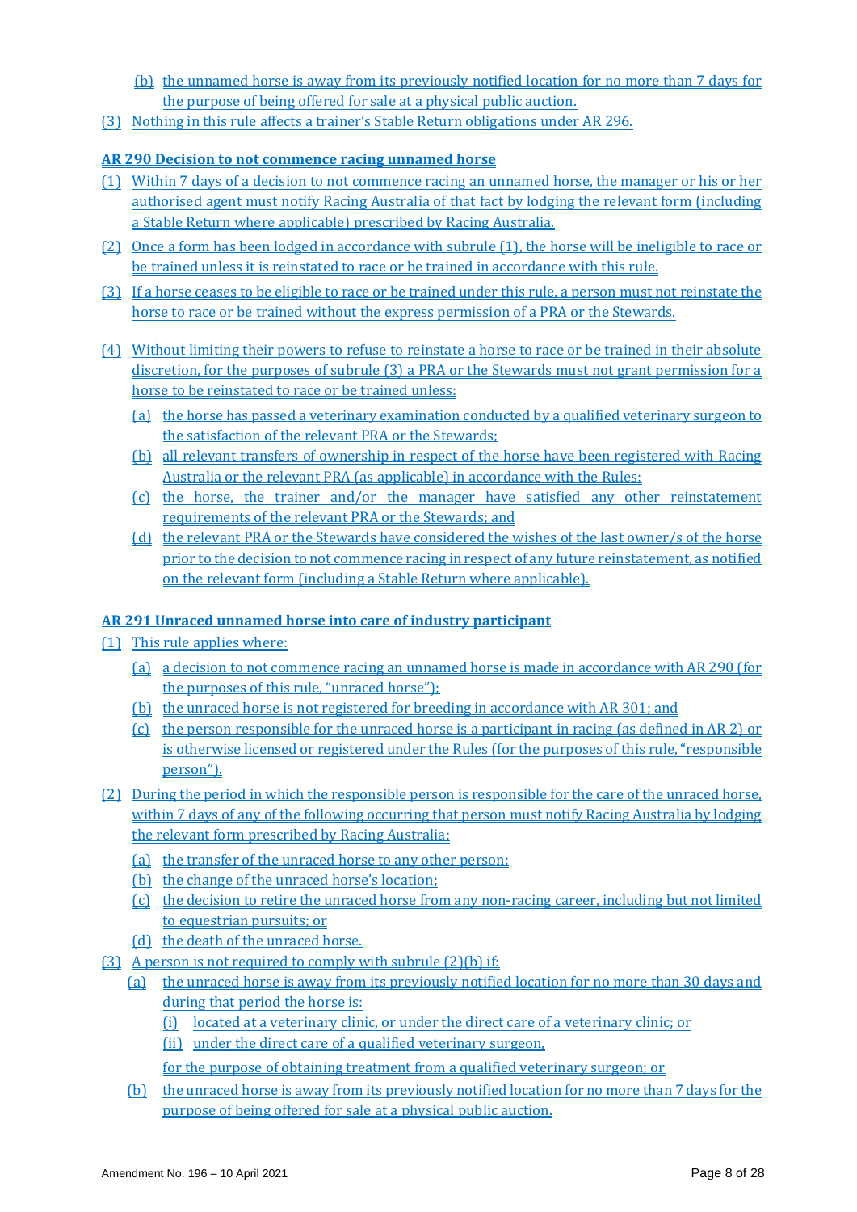(b) the unnamed horse is away from its previously notified location for no more than 7 days for the purpose of being offered for sale at a physical public auction.

(3) Nothing in this rule affects a trainer's Stable Return obligations under AR 296.

**AR 290 Decision to not commence racing unnamed horse**

(1) Within 7 days of a decision to not commence racing an unnamed horse, the manager or his or her authorised agent must notify Racing Australia of that fact by lodging the relevant form (including a Stable Return where applicable) prescribed by Racing Australia.

(2) Once a form has been lodged in accordance with subrule (1), the horse will be ineligible to race or be trained unless it is reinstated to race or be trained in accordance with this rule.

(3) If a horse ceases to be eligible to race or be trained under this rule, a person must not reinstate the horse to race or be trained without the express permission of a PRA or the Stewards.

(4) Without limiting their powers to refuse to reinstate a horse to race or be trained in their absolute discretion, for the purposes of subrule (3) a PRA or the Stewards must not grant permission for a horse to be reinstated to race or be trained unless:

   (a) the horse has passed a veterinary examination conducted by a qualified veterinary surgeon to the satisfaction of the relevant PRA or the Stewards;

   (b) all relevant transfers of ownership in respect of the horse have been registered with Racing Australia or the relevant PRA (as applicable) in accordance with the Rules;

   (c) the horse, the trainer and/or the manager have satisfied any other reinstatement requirements of the relevant PRA or the Stewards; and

   (d) the relevant PRA or the Stewards have considered the wishes of the last owner/s of the horse prior to the decision to not commence racing in respect of any future reinstatement, as notified on the relevant form (including a Stable Return where applicable).

**AR 291 Unraced unnamed horse into care of industry participant**

(1) This rule applies where:

   (a) a decision to not commence racing an unnamed horse is made in accordance with AR 290 (for the purposes of this rule, "unraced horse");

   (b) the unraced horse is not registered for breeding in accordance with AR 301; and

   (c) the person responsible for the unraced horse is a participant in racing (as defined in AR 2) or is otherwise licensed or registered under the Rules (for the purposes of this rule, "responsible person").

(2) During the period in which the responsible person is responsible for the care of the unraced horse, within 7 days of any of the following occurring that person must notify Racing Australia by lodging the relevant form prescribed by Racing Australia:

   (a) the transfer of the unraced horse to any other person;

   (b) the change of the unraced horse's location;

   (c) the decision to retire the unraced horse from any non-racing career, including but not limited to equestrian pursuits; or

   (d) the death of the unraced horse.

(3) A person is not required to comply with subrule (2)(b) if:

   (a) the unraced horse is away from its previously notified location for no more than 30 days and during that period the horse is:

      (i) located at a veterinary clinic, or under the direct care of a veterinary clinic; or

      (ii) under the direct care of a qualified veterinary surgeon,

      for the purpose of obtaining treatment from a qualified veterinary surgeon; or

   (b) the unraced horse is away from its previously notified location for no more than 7 days for the purpose of being offered for sale at a physical public auction.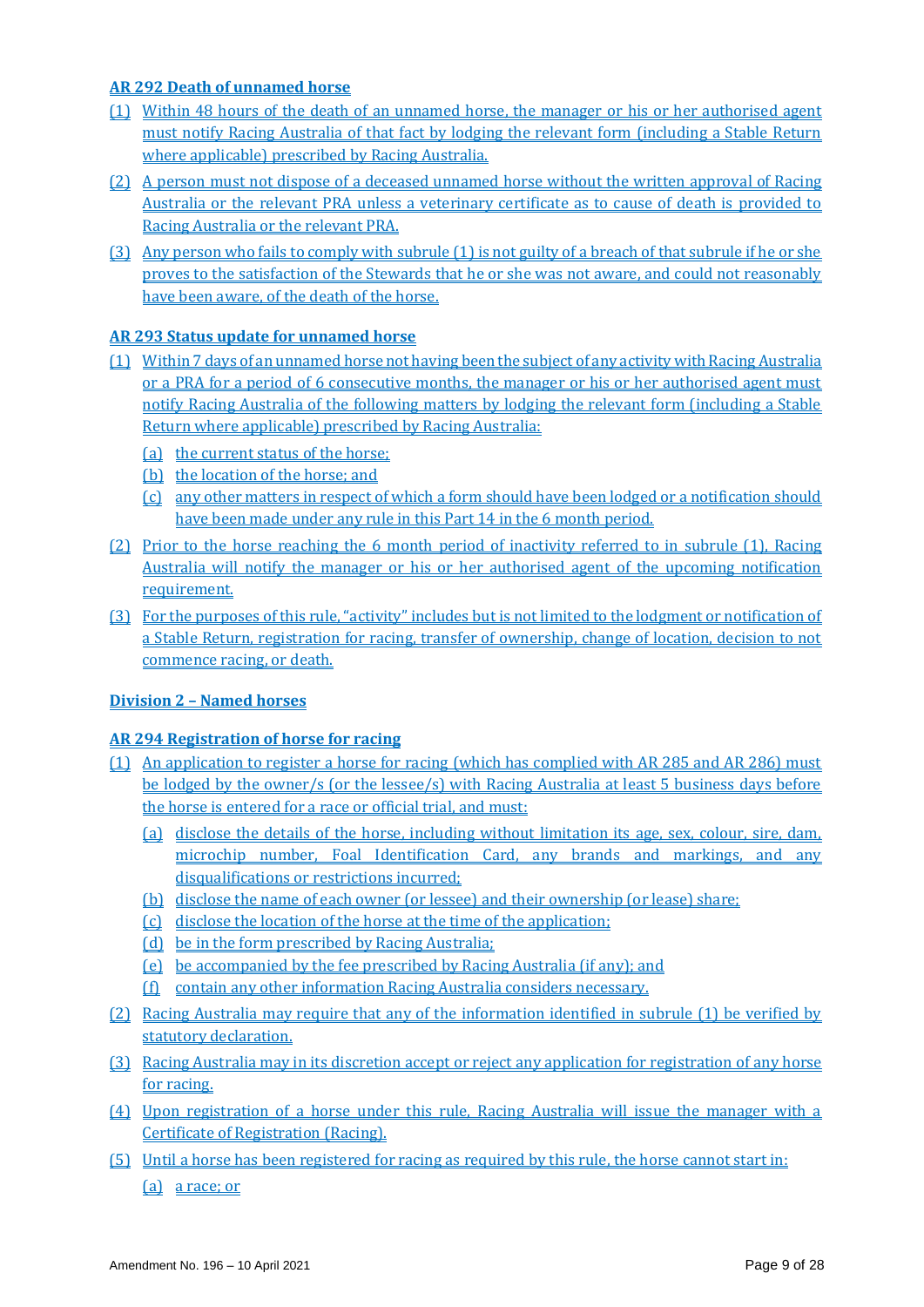### AR 292 Death of unnamed horse

(1) Within 48 hours of the death of an unnamed horse, the manager or his or her authorised agent must notify Racing Australia of that fact by lodging the relevant form (including a Stable Return where applicable) prescribed by Racing Australia.

(2) A person must not dispose of a deceased unnamed horse without the written approval of Racing Australia or the relevant PRA unless a veterinary certificate as to cause of death is provided to Racing Australia or the relevant PRA.

(3) Any person who fails to comply with subrule (1) is not guilty of a breach of that subrule if he or she proves to the satisfaction of the Stewards that he or she was not aware, and could not reasonably have been aware, of the death of the horse.

### AR 293 Status update for unnamed horse

(1) Within 7 days of an unnamed horse not having been the subject of any activity with Racing Australia or a PRA for a period of 6 consecutive months, the manager or his or her authorised agent must notify Racing Australia of the following matters by lodging the relevant form (including a Stable Return where applicable) prescribed by Racing Australia:

 (a) the current status of the horse;

 (b) the location of the horse; and

 (c) any other matters in respect of which a form should have been lodged or a notification should have been made under any rule in this Part 14 in the 6 month period.

(2) Prior to the horse reaching the 6 month period of inactivity referred to in subrule (1), Racing Australia will notify the manager or his or her authorised agent of the upcoming notification requirement.

(3) For the purposes of this rule, "activity" includes but is not limited to the lodgment or notification of a Stable Return, registration for racing, transfer of ownership, change of location, decision to not commence racing, or death.

## Division 2 – Named horses

### AR 294 Registration of horse for racing

(1) An application to register a horse for racing (which has complied with AR 285 and AR 286) must be lodged by the owner/s (or the lessee/s) with Racing Australia at least 5 business days before the horse is entered for a race or official trial, and must:

 (a) disclose the details of the horse, including without limitation its age, sex, colour, sire, dam, microchip number, Foal Identification Card, any brands and markings, and any disqualifications or restrictions incurred;

 (b) disclose the name of each owner (or lessee) and their ownership (or lease) share;

 (c) disclose the location of the horse at the time of the application;

 (d) be in the form prescribed by Racing Australia;

 (e) be accompanied by the fee prescribed by Racing Australia (if any); and

 (f) contain any other information Racing Australia considers necessary.

(2) Racing Australia may require that any of the information identified in subrule (1) be verified by statutory declaration.

(3) Racing Australia may in its discretion accept or reject any application for registration of any horse for racing.

(4) Upon registration of a horse under this rule, Racing Australia will issue the manager with a Certificate of Registration (Racing).

(5) Until a horse has been registered for racing as required by this rule, the horse cannot start in:

 (a) a race; or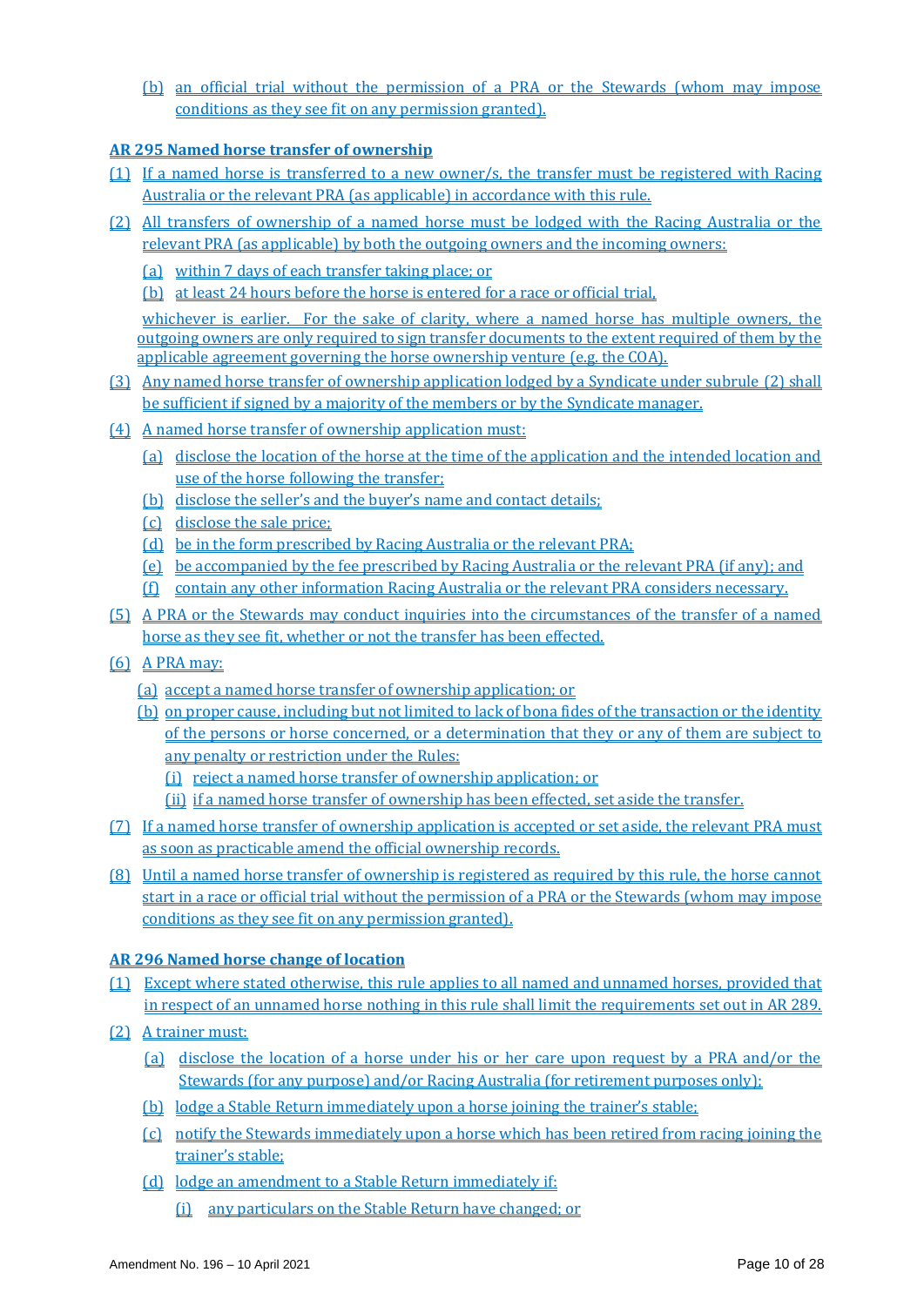(b) an official trial without the permission of a PRA or the Stewards (whom may impose conditions as they see fit on any permission granted).

**AR 295 Named horse transfer of ownership**

(1) If a named horse is transferred to a new owner/s, the transfer must be registered with Racing Australia or the relevant PRA (as applicable) in accordance with this rule.

(2) All transfers of ownership of a named horse must be lodged with the Racing Australia or the relevant PRA (as applicable) by both the outgoing owners and the incoming owners:

- (a) within 7 days of each transfer taking place; or
- (b) at least 24 hours before the horse is entered for a race or official trial,

whichever is earlier. For the sake of clarity, where a named horse has multiple owners, the outgoing owners are only required to sign transfer documents to the extent required of them by the applicable agreement governing the horse ownership venture (e.g. the COA).

(3) Any named horse transfer of ownership application lodged by a Syndicate under subrule (2) shall be sufficient if signed by a majority of the members or by the Syndicate manager.

(4) A named horse transfer of ownership application must:

- (a) disclose the location of the horse at the time of the application and the intended location and use of the horse following the transfer;
- (b) disclose the seller's and the buyer's name and contact details;
- (c) disclose the sale price;
- (d) be in the form prescribed by Racing Australia or the relevant PRA;
- (e) be accompanied by the fee prescribed by Racing Australia or the relevant PRA (if any); and
- (f) contain any other information Racing Australia or the relevant PRA considers necessary.

(5) A PRA or the Stewards may conduct inquiries into the circumstances of the transfer of a named horse as they see fit, whether or not the transfer has been effected.

(6) A PRA may:

- (a) accept a named horse transfer of ownership application; or
- (b) on proper cause, including but not limited to lack of bona fides of the transaction or the identity of the persons or horse concerned, or a determination that they or any of them are subject to any penalty or restriction under the Rules:
  - (i) reject a named horse transfer of ownership application; or
  - (ii) if a named horse transfer of ownership has been effected, set aside the transfer.

(7) If a named horse transfer of ownership application is accepted or set aside, the relevant PRA must as soon as practicable amend the official ownership records.

(8) Until a named horse transfer of ownership is registered as required by this rule, the horse cannot start in a race or official trial without the permission of a PRA or the Stewards (whom may impose conditions as they see fit on any permission granted).

**AR 296 Named horse change of location**

(1) Except where stated otherwise, this rule applies to all named and unnamed horses, provided that in respect of an unnamed horse nothing in this rule shall limit the requirements set out in AR 289.

(2) A trainer must:

- (a) disclose the location of a horse under his or her care upon request by a PRA and/or the Stewards (for any purpose) and/or Racing Australia (for retirement purposes only);
- (b) lodge a Stable Return immediately upon a horse joining the trainer's stable;
- (c) notify the Stewards immediately upon a horse which has been retired from racing joining the trainer's stable;
- (d) lodge an amendment to a Stable Return immediately if:
  - (i) any particulars on the Stable Return have changed; or

Amendment No. 196 – 10 April 2021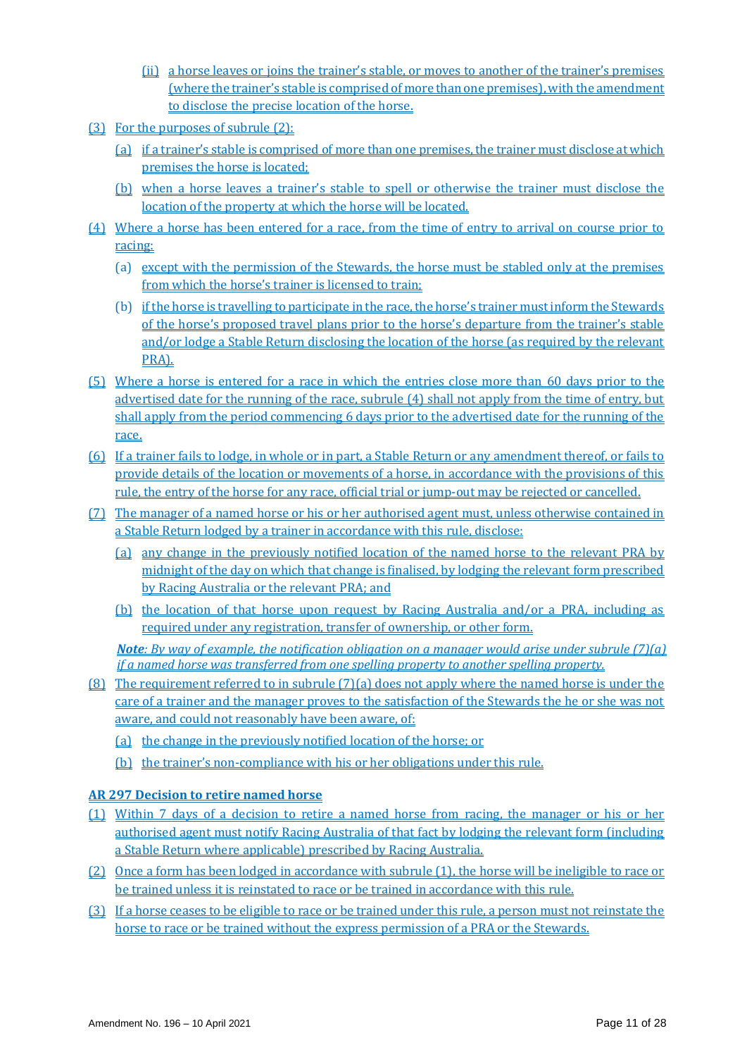(ii) a horse leaves or joins the trainer's stable, or moves to another of the trainer's premises (where the trainer's stable is comprised of more than one premises), with the amendment to disclose the precise location of the horse.

(3) For the purposes of subrule (2):

(a) if a trainer's stable is comprised of more than one premises, the trainer must disclose at which premises the horse is located;

(b) when a horse leaves a trainer's stable to spell or otherwise the trainer must disclose the location of the property at which the horse will be located.

(4) Where a horse has been entered for a race, from the time of entry to arrival on course prior to racing:

(a) except with the permission of the Stewards, the horse must be stabled only at the premises from which the horse's trainer is licensed to train;

(b) if the horse is travelling to participate in the race, the horse's trainer must inform the Stewards of the horse's proposed travel plans prior to the horse's departure from the trainer's stable and/or lodge a Stable Return disclosing the location of the horse (as required by the relevant PRA).

(5) Where a horse is entered for a race in which the entries close more than 60 days prior to the advertised date for the running of the race, subrule (4) shall not apply from the time of entry, but shall apply from the period commencing 6 days prior to the advertised date for the running of the race.

(6) If a trainer fails to lodge, in whole or in part, a Stable Return or any amendment thereof, or fails to provide details of the location or movements of a horse, in accordance with the provisions of this rule, the entry of the horse for any race, official trial or jump-out may be rejected or cancelled.

(7) The manager of a named horse or his or her authorised agent must, unless otherwise contained in a Stable Return lodged by a trainer in accordance with this rule, disclose:

(a) any change in the previously notified location of the named horse to the relevant PRA by midnight of the day on which that change is finalised, by lodging the relevant form prescribed by Racing Australia or the relevant PRA; and

(b) the location of that horse upon request by Racing Australia and/or a PRA, including as required under any registration, transfer of ownership, or other form.

***Note**: By way of example, the notification obligation on a manager would arise under subrule (7)(a) if a named horse was transferred from one spelling property to another spelling property.*

(8) The requirement referred to in subrule (7)(a) does not apply where the named horse is under the care of a trainer and the manager proves to the satisfaction of the Stewards the he or she was not aware, and could not reasonably have been aware, of:

(a) the change in the previously notified location of the horse; or

(b) the trainer's non-compliance with his or her obligations under this rule.

**AR 297 Decision to retire named horse**

(1) Within 7 days of a decision to retire a named horse from racing, the manager or his or her authorised agent must notify Racing Australia of that fact by lodging the relevant form (including a Stable Return where applicable) prescribed by Racing Australia.

(2) Once a form has been lodged in accordance with subrule (1), the horse will be ineligible to race or be trained unless it is reinstated to race or be trained in accordance with this rule.

(3) If a horse ceases to be eligible to race or be trained under this rule, a person must not reinstate the horse to race or be trained without the express permission of a PRA or the Stewards.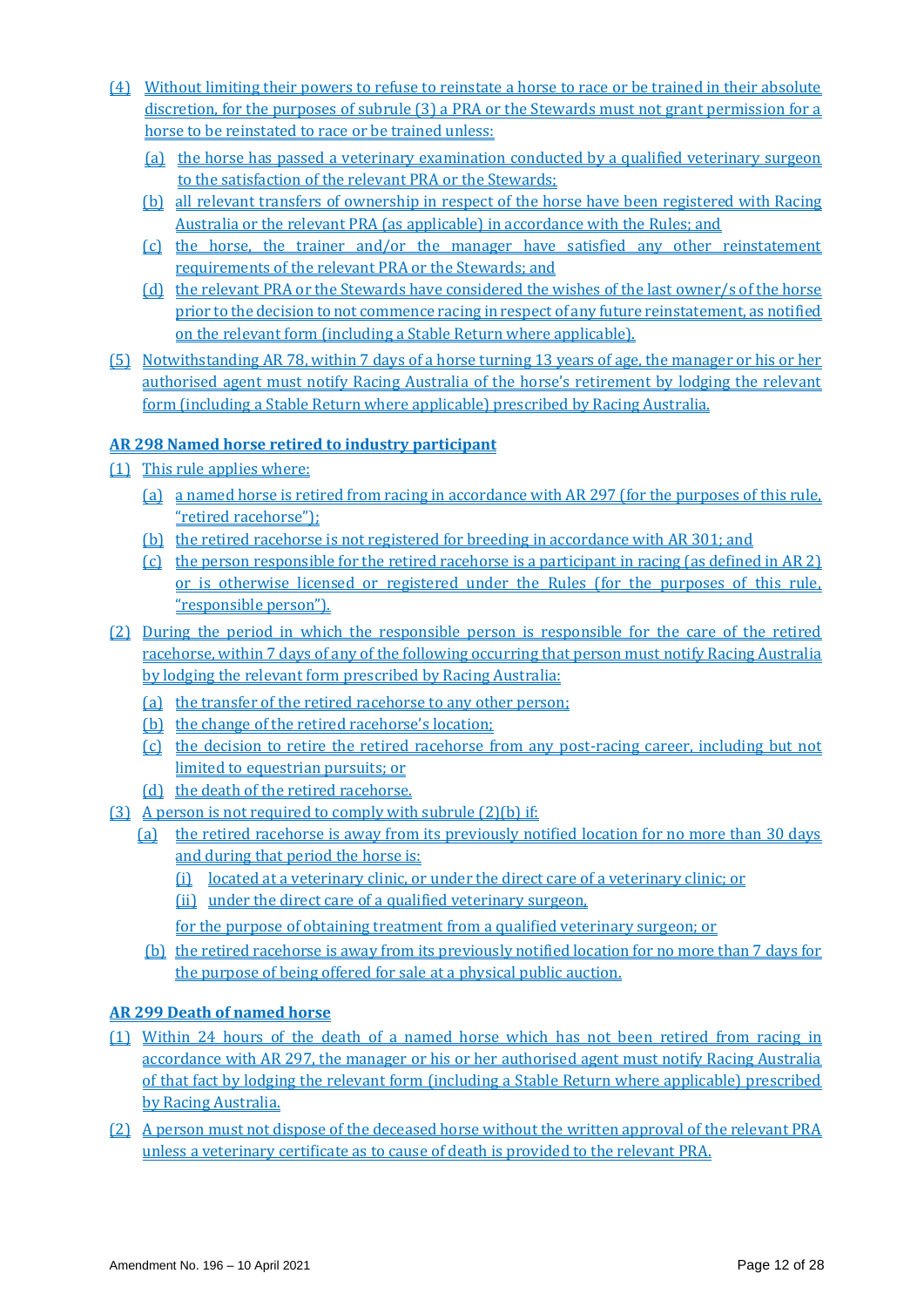(4) Without limiting their powers to refuse to reinstate a horse to race or be trained in their absolute discretion, for the purposes of subrule (3) a PRA or the Stewards must not grant permission for a horse to be reinstated to race or be trained unless:

  (a) the horse has passed a veterinary examination conducted by a qualified veterinary surgeon to the satisfaction of the relevant PRA or the Stewards;

  (b) all relevant transfers of ownership in respect of the horse have been registered with Racing Australia or the relevant PRA (as applicable) in accordance with the Rules; and

  (c) the horse, the trainer and/or the manager have satisfied any other reinstatement requirements of the relevant PRA or the Stewards; and

  (d) the relevant PRA or the Stewards have considered the wishes of the last owner/s of the horse prior to the decision to not commence racing in respect of any future reinstatement, as notified on the relevant form (including a Stable Return where applicable).

(5) Notwithstanding AR 78, within 7 days of a horse turning 13 years of age, the manager or his or her authorised agent must notify Racing Australia of the horse's retirement by lodging the relevant form (including a Stable Return where applicable) prescribed by Racing Australia.

**AR 298 Named horse retired to industry participant**

(1) This rule applies where:

  (a) a named horse is retired from racing in accordance with AR 297 (for the purposes of this rule, "retired racehorse");

  (b) the retired racehorse is not registered for breeding in accordance with AR 301; and

  (c) the person responsible for the retired racehorse is a participant in racing (as defined in AR 2) or is otherwise licensed or registered under the Rules (for the purposes of this rule, "responsible person").

(2) During the period in which the responsible person is responsible for the care of the retired racehorse, within 7 days of any of the following occurring that person must notify Racing Australia by lodging the relevant form prescribed by Racing Australia:

  (a) the transfer of the retired racehorse to any other person;

  (b) the change of the retired racehorse's location;

  (c) the decision to retire the retired racehorse from any post-racing career, including but not limited to equestrian pursuits; or

  (d) the death of the retired racehorse.

(3) A person is not required to comply with subrule (2)(b) if:

  (a) the retired racehorse is away from its previously notified location for no more than 30 days and during that period the horse is:

    (i) located at a veterinary clinic, or under the direct care of a veterinary clinic; or

    (ii) under the direct care of a qualified veterinary surgeon,

  for the purpose of obtaining treatment from a qualified veterinary surgeon; or

  (b) the retired racehorse is away from its previously notified location for no more than 7 days for the purpose of being offered for sale at a physical public auction.

**AR 299 Death of named horse**

(1) Within 24 hours of the death of a named horse which has not been retired from racing in accordance with AR 297, the manager or his or her authorised agent must notify Racing Australia of that fact by lodging the relevant form (including a Stable Return where applicable) prescribed by Racing Australia.

(2) A person must not dispose of the deceased horse without the written approval of the relevant PRA unless a veterinary certificate as to cause of death is provided to the relevant PRA.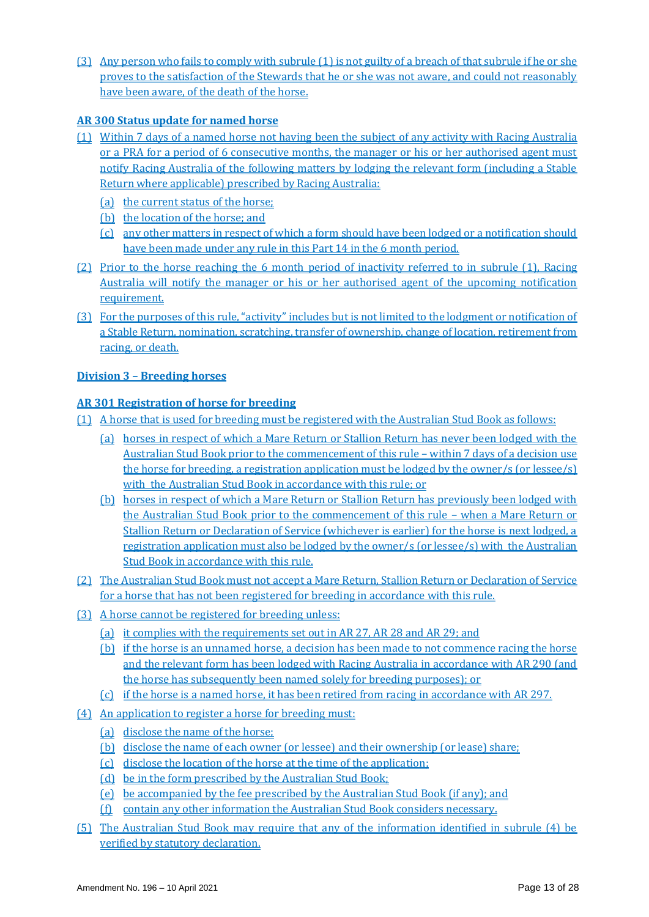(3) Any person who fails to comply with subrule (1) is not guilty of a breach of that subrule if he or she proves to the satisfaction of the Stewards that he or she was not aware, and could not reasonably have been aware, of the death of the horse.

**AR 300 Status update for named horse**

(1) Within 7 days of a named horse not having been the subject of any activity with Racing Australia or a PRA for a period of 6 consecutive months, the manager or his or her authorised agent must notify Racing Australia of the following matters by lodging the relevant form (including a Stable Return where applicable) prescribed by Racing Australia:

  (a) the current status of the horse;

  (b) the location of the horse; and

  (c) any other matters in respect of which a form should have been lodged or a notification should have been made under any rule in this Part 14 in the 6 month period.

(2) Prior to the horse reaching the 6 month period of inactivity referred to in subrule (1), Racing Australia will notify the manager or his or her authorised agent of the upcoming notification requirement.

(3) For the purposes of this rule, "activity" includes but is not limited to the lodgment or notification of a Stable Return, nomination, scratching, transfer of ownership, change of location, retirement from racing, or death.

**Division 3 – Breeding horses**

**AR 301 Registration of horse for breeding**

(1) A horse that is used for breeding must be registered with the Australian Stud Book as follows:

  (a) horses in respect of which a Mare Return or Stallion Return has never been lodged with the Australian Stud Book prior to the commencement of this rule – within 7 days of a decision use the horse for breeding, a registration application must be lodged by the owner/s (or lessee/s) with the Australian Stud Book in accordance with this rule; or

  (b) horses in respect of which a Mare Return or Stallion Return has previously been lodged with the Australian Stud Book prior to the commencement of this rule – when a Mare Return or Stallion Return or Declaration of Service (whichever is earlier) for the horse is next lodged, a registration application must also be lodged by the owner/s (or lessee/s) with the Australian Stud Book in accordance with this rule.

(2) The Australian Stud Book must not accept a Mare Return, Stallion Return or Declaration of Service for a horse that has not been registered for breeding in accordance with this rule.

(3) A horse cannot be registered for breeding unless:

  (a) it complies with the requirements set out in AR 27, AR 28 and AR 29; and

  (b) if the horse is an unnamed horse, a decision has been made to not commence racing the horse and the relevant form has been lodged with Racing Australia in accordance with AR 290 (and the horse has subsequently been named solely for breeding purposes); or

  (c) if the horse is a named horse, it has been retired from racing in accordance with AR 297.

(4) An application to register a horse for breeding must:

  (a) disclose the name of the horse;

  (b) disclose the name of each owner (or lessee) and their ownership (or lease) share;

  (c) disclose the location of the horse at the time of the application;

  (d) be in the form prescribed by the Australian Stud Book;

  (e) be accompanied by the fee prescribed by the Australian Stud Book (if any); and

  (f) contain any other information the Australian Stud Book considers necessary.

(5) The Australian Stud Book may require that any of the information identified in subrule (4) be verified by statutory declaration.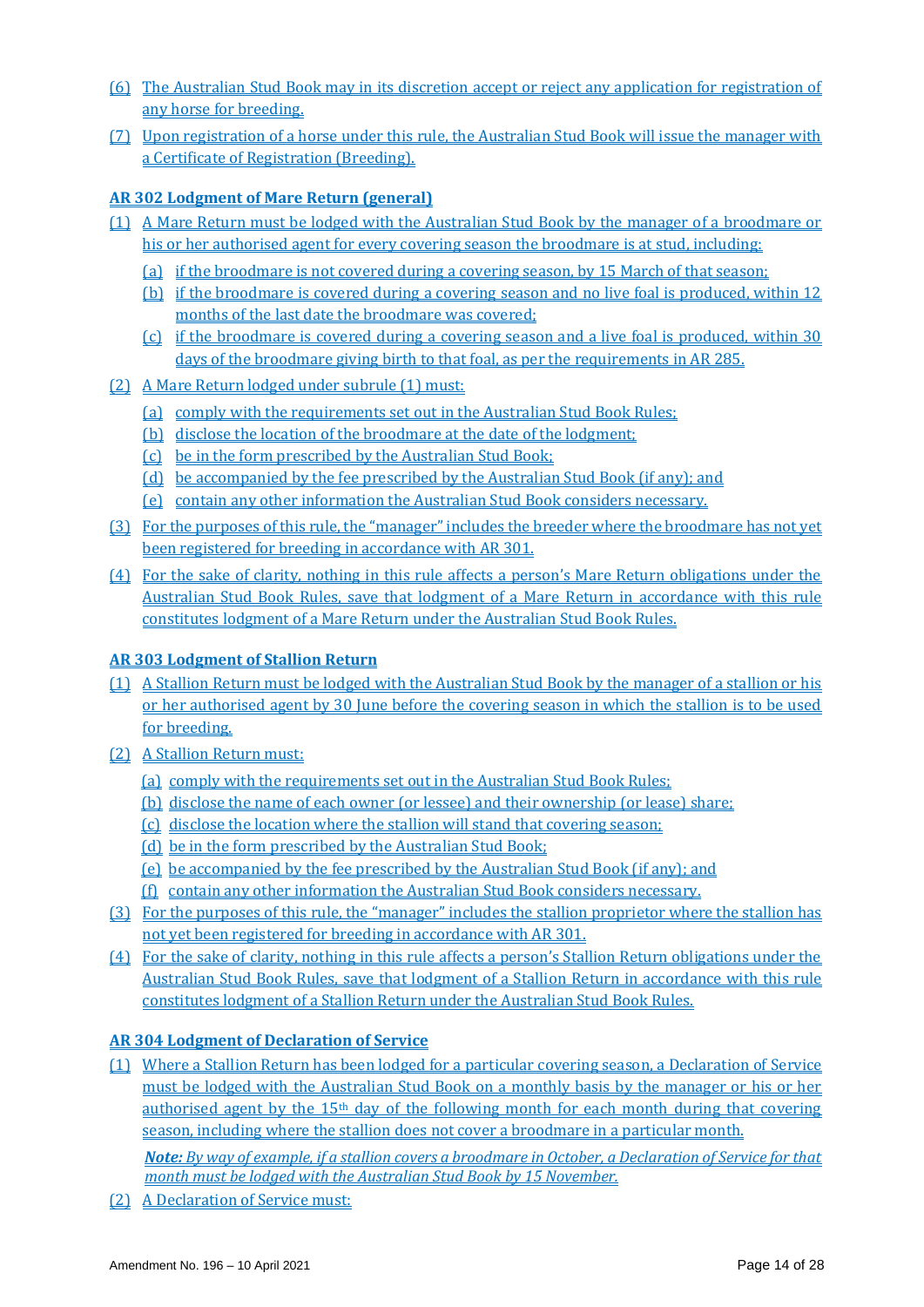(6) The Australian Stud Book may in its discretion accept or reject any application for registration of any horse for breeding.

(7) Upon registration of a horse under this rule, the Australian Stud Book will issue the manager with a Certificate of Registration (Breeding).

### AR 302 Lodgment of Mare Return (general)

(1) A Mare Return must be lodged with the Australian Stud Book by the manager of a broodmare or his or her authorised agent for every covering season the broodmare is at stud, including:

- (a) if the broodmare is not covered during a covering season, by 15 March of that season;
- (b) if the broodmare is covered during a covering season and no live foal is produced, within 12 months of the last date the broodmare was covered;
- (c) if the broodmare is covered during a covering season and a live foal is produced, within 30 days of the broodmare giving birth to that foal, as per the requirements in AR 285.

(2) A Mare Return lodged under subrule (1) must:

- (a) comply with the requirements set out in the Australian Stud Book Rules;
- (b) disclose the location of the broodmare at the date of the lodgment;
- (c) be in the form prescribed by the Australian Stud Book;
- (d) be accompanied by the fee prescribed by the Australian Stud Book (if any); and
- (e) contain any other information the Australian Stud Book considers necessary.

(3) For the purposes of this rule, the "manager" includes the breeder where the broodmare has not yet been registered for breeding in accordance with AR 301.

(4) For the sake of clarity, nothing in this rule affects a person's Mare Return obligations under the Australian Stud Book Rules, save that lodgment of a Mare Return in accordance with this rule constitutes lodgment of a Mare Return under the Australian Stud Book Rules.

### AR 303 Lodgment of Stallion Return

(1) A Stallion Return must be lodged with the Australian Stud Book by the manager of a stallion or his or her authorised agent by 30 June before the covering season in which the stallion is to be used for breeding.

(2) A Stallion Return must:

- (a) comply with the requirements set out in the Australian Stud Book Rules;
- (b) disclose the name of each owner (or lessee) and their ownership (or lease) share;
- (c) disclose the location where the stallion will stand that covering season;
- (d) be in the form prescribed by the Australian Stud Book;
- (e) be accompanied by the fee prescribed by the Australian Stud Book (if any); and
- (f) contain any other information the Australian Stud Book considers necessary.

(3) For the purposes of this rule, the "manager" includes the stallion proprietor where the stallion has not yet been registered for breeding in accordance with AR 301.

(4) For the sake of clarity, nothing in this rule affects a person's Stallion Return obligations under the Australian Stud Book Rules, save that lodgment of a Stallion Return in accordance with this rule constitutes lodgment of a Stallion Return under the Australian Stud Book Rules.

### AR 304 Lodgment of Declaration of Service

(1) Where a Stallion Return has been lodged for a particular covering season, a Declaration of Service must be lodged with the Australian Stud Book on a monthly basis by the manager or his or her authorised agent by the 15th day of the following month for each month during that covering season, including where the stallion does not cover a broodmare in a particular month.

***Note:*** *By way of example, if a stallion covers a broodmare in October, a Declaration of Service for that month must be lodged with the Australian Stud Book by 15 November.*

(2) A Declaration of Service must: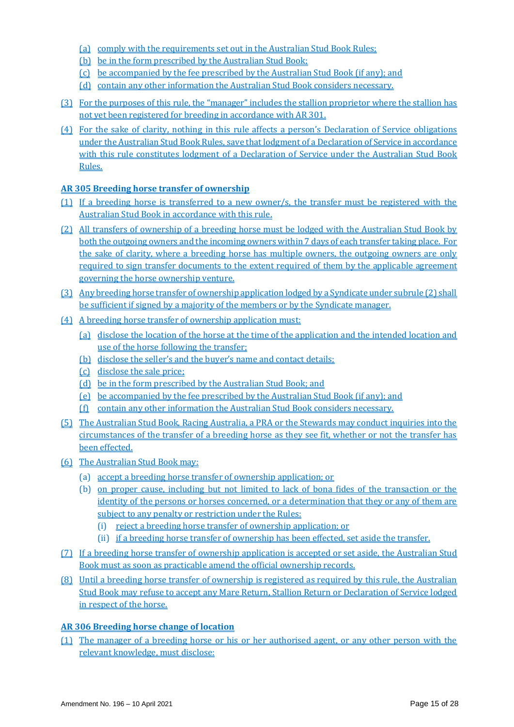(a) comply with the requirements set out in the Australian Stud Book Rules;
(b) be in the form prescribed by the Australian Stud Book;
(c) be accompanied by the fee prescribed by the Australian Stud Book (if any); and
(d) contain any other information the Australian Stud Book considers necessary.

(3) For the purposes of this rule, the "manager" includes the stallion proprietor where the stallion has not yet been registered for breeding in accordance with AR 301.

(4) For the sake of clarity, nothing in this rule affects a person's Declaration of Service obligations under the Australian Stud Book Rules, save that lodgment of a Declaration of Service in accordance with this rule constitutes lodgment of a Declaration of Service under the Australian Stud Book Rules.

### AR 305 Breeding horse transfer of ownership

(1) If a breeding horse is transferred to a new owner/s, the transfer must be registered with the Australian Stud Book in accordance with this rule.

(2) All transfers of ownership of a breeding horse must be lodged with the Australian Stud Book by both the outgoing owners and the incoming owners within 7 days of each transfer taking place. For the sake of clarity, where a breeding horse has multiple owners, the outgoing owners are only required to sign transfer documents to the extent required of them by the applicable agreement governing the horse ownership venture.

(3) Any breeding horse transfer of ownership application lodged by a Syndicate under subrule (2) shall be sufficient if signed by a majority of the members or by the Syndicate manager.

(4) A breeding horse transfer of ownership application must:
(a) disclose the location of the horse at the time of the application and the intended location and use of the horse following the transfer;
(b) disclose the seller's and the buyer's name and contact details;
(c) disclose the sale price;
(d) be in the form prescribed by the Australian Stud Book; and
(e) be accompanied by the fee prescribed by the Australian Stud Book (if any); and
(f) contain any other information the Australian Stud Book considers necessary.

(5) The Australian Stud Book, Racing Australia, a PRA or the Stewards may conduct inquiries into the circumstances of the transfer of a breeding horse as they see fit, whether or not the transfer has been effected.

(6) The Australian Stud Book may:
(a) accept a breeding horse transfer of ownership application; or
(b) on proper cause, including but not limited to lack of bona fides of the transaction or the identity of the persons or horses concerned, or a determination that they or any of them are subject to any penalty or restriction under the Rules:
(i) reject a breeding horse transfer of ownership application; or
(ii) if a breeding horse transfer of ownership has been effected, set aside the transfer.

(7) If a breeding horse transfer of ownership application is accepted or set aside, the Australian Stud Book must as soon as practicable amend the official ownership records.

(8) Until a breeding horse transfer of ownership is registered as required by this rule, the Australian Stud Book may refuse to accept any Mare Return, Stallion Return or Declaration of Service lodged in respect of the horse.

### AR 306 Breeding horse change of location

(1) The manager of a breeding horse or his or her authorised agent, or any other person with the relevant knowledge, must disclose: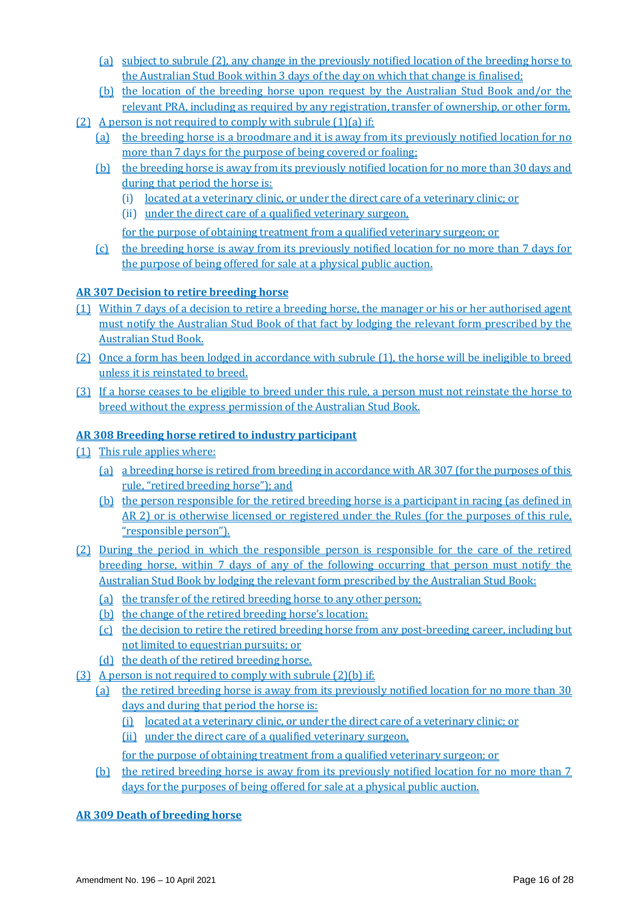- (a) subject to subrule (2), any change in the previously notified location of the breeding horse to the Australian Stud Book within 3 days of the day on which that change is finalised;
- (b) the location of the breeding horse upon request by the Australian Stud Book and/or the relevant PRA, including as required by any registration, transfer of ownership, or other form.

(2) A person is not required to comply with subrule (1)(a) if:

- (a) the breeding horse is a broodmare and it is away from its previously notified location for no more than 7 days for the purpose of being covered or foaling;
- (b) the breeding horse is away from its previously notified location for no more than 30 days and during that period the horse is:
  - (i) located at a veterinary clinic, or under the direct care of a veterinary clinic; or
  - (ii) under the direct care of a qualified veterinary surgeon,

  for the purpose of obtaining treatment from a qualified veterinary surgeon; or
- (c) the breeding horse is away from its previously notified location for no more than 7 days for the purpose of being offered for sale at a physical public auction.

**AR 307 Decision to retire breeding horse**

(1) Within 7 days of a decision to retire a breeding horse, the manager or his or her authorised agent must notify the Australian Stud Book of that fact by lodging the relevant form prescribed by the Australian Stud Book.

(2) Once a form has been lodged in accordance with subrule (1), the horse will be ineligible to breed unless it is reinstated to breed.

(3) If a horse ceases to be eligible to breed under this rule, a person must not reinstate the horse to breed without the express permission of the Australian Stud Book.

**AR 308 Breeding horse retired to industry participant**

(1) This rule applies where:

- (a) a breeding horse is retired from breeding in accordance with AR 307 (for the purposes of this rule, "retired breeding horse"); and
- (b) the person responsible for the retired breeding horse is a participant in racing (as defined in AR 2) or is otherwise licensed or registered under the Rules (for the purposes of this rule, "responsible person").

(2) During the period in which the responsible person is responsible for the care of the retired breeding horse, within 7 days of any of the following occurring that person must notify the Australian Stud Book by lodging the relevant form prescribed by the Australian Stud Book:

- (a) the transfer of the retired breeding horse to any other person;
- (b) the change of the retired breeding horse's location;
- (c) the decision to retire the retired breeding horse from any post-breeding career, including but not limited to equestrian pursuits; or
- (d) the death of the retired breeding horse.

(3) A person is not required to comply with subrule (2)(b) if:

- (a) the retired breeding horse is away from its previously notified location for no more than 30 days and during that period the horse is:
  - (i) located at a veterinary clinic, or under the direct care of a veterinary clinic; or
  - (ii) under the direct care of a qualified veterinary surgeon,

  for the purpose of obtaining treatment from a qualified veterinary surgeon; or
- (b) the retired breeding horse is away from its previously notified location for no more than 7 days for the purposes of being offered for sale at a physical public auction.

**AR 309 Death of breeding horse**

Amendment No. 196 – 10 April 2021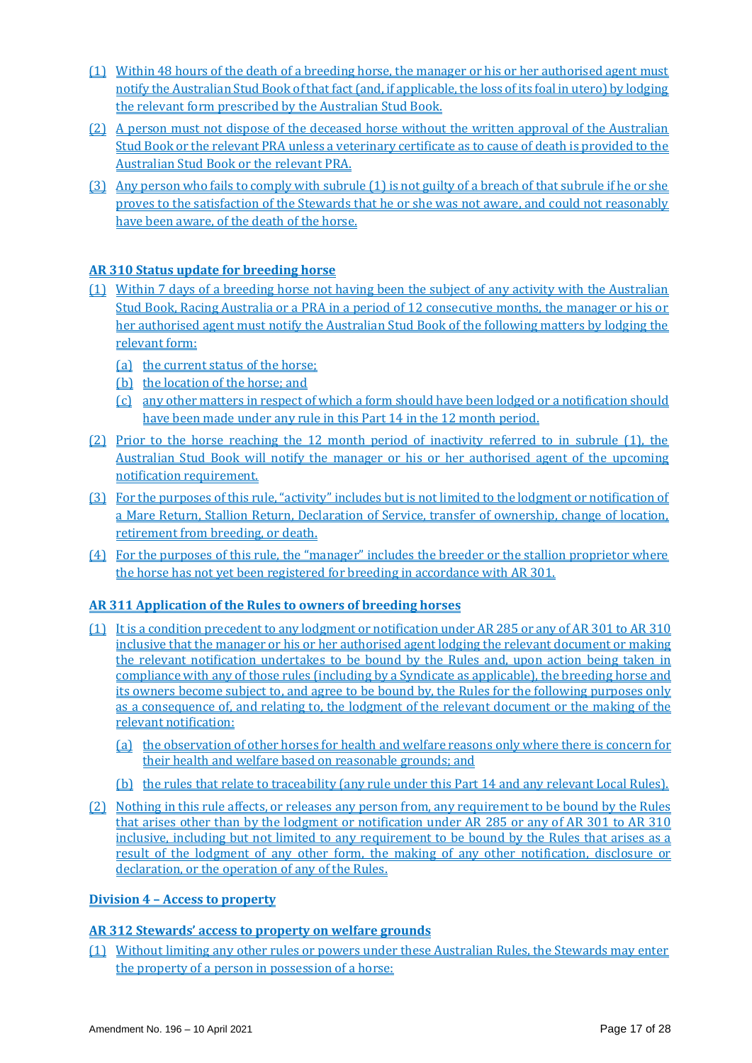(1) Within 48 hours of the death of a breeding horse, the manager or his or her authorised agent must notify the Australian Stud Book of that fact (and, if applicable, the loss of its foal in utero) by lodging the relevant form prescribed by the Australian Stud Book.

(2) A person must not dispose of the deceased horse without the written approval of the Australian Stud Book or the relevant PRA unless a veterinary certificate as to cause of death is provided to the Australian Stud Book or the relevant PRA.

(3) Any person who fails to comply with subrule (1) is not guilty of a breach of that subrule if he or she proves to the satisfaction of the Stewards that he or she was not aware, and could not reasonably have been aware, of the death of the horse.

### AR 310 Status update for breeding horse

(1) Within 7 days of a breeding horse not having been the subject of any activity with the Australian Stud Book, Racing Australia or a PRA in a period of 12 consecutive months, the manager or his or her authorised agent must notify the Australian Stud Book of the following matters by lodging the relevant form:

- (a) the current status of the horse;
- (b) the location of the horse; and
- (c) any other matters in respect of which a form should have been lodged or a notification should have been made under any rule in this Part 14 in the 12 month period.

(2) Prior to the horse reaching the 12 month period of inactivity referred to in subrule (1), the Australian Stud Book will notify the manager or his or her authorised agent of the upcoming notification requirement.

(3) For the purposes of this rule, "activity" includes but is not limited to the lodgment or notification of a Mare Return, Stallion Return, Declaration of Service, transfer of ownership, change of location, retirement from breeding, or death.

(4) For the purposes of this rule, the "manager" includes the breeder or the stallion proprietor where the horse has not yet been registered for breeding in accordance with AR 301.

### AR 311 Application of the Rules to owners of breeding horses

(1) It is a condition precedent to any lodgment or notification under AR 285 or any of AR 301 to AR 310 inclusive that the manager or his or her authorised agent lodging the relevant document or making the relevant notification undertakes to be bound by the Rules and, upon action being taken in compliance with any of those rules (including by a Syndicate as applicable), the breeding horse and its owners become subject to, and agree to be bound by, the Rules for the following purposes only as a consequence of, and relating to, the lodgment of the relevant document or the making of the relevant notification:

- (a) the observation of other horses for health and welfare reasons only where there is concern for their health and welfare based on reasonable grounds; and
- (b) the rules that relate to traceability (any rule under this Part 14 and any relevant Local Rules).

(2) Nothing in this rule affects, or releases any person from, any requirement to be bound by the Rules that arises other than by the lodgment or notification under AR 285 or any of AR 301 to AR 310 inclusive, including but not limited to any requirement to be bound by the Rules that arises as a result of the lodgment of any other form, the making of any other notification, disclosure or declaration, or the operation of any of the Rules.

## Division 4 – Access to property

### AR 312 Stewards' access to property on welfare grounds

(1) Without limiting any other rules or powers under these Australian Rules, the Stewards may enter the property of a person in possession of a horse: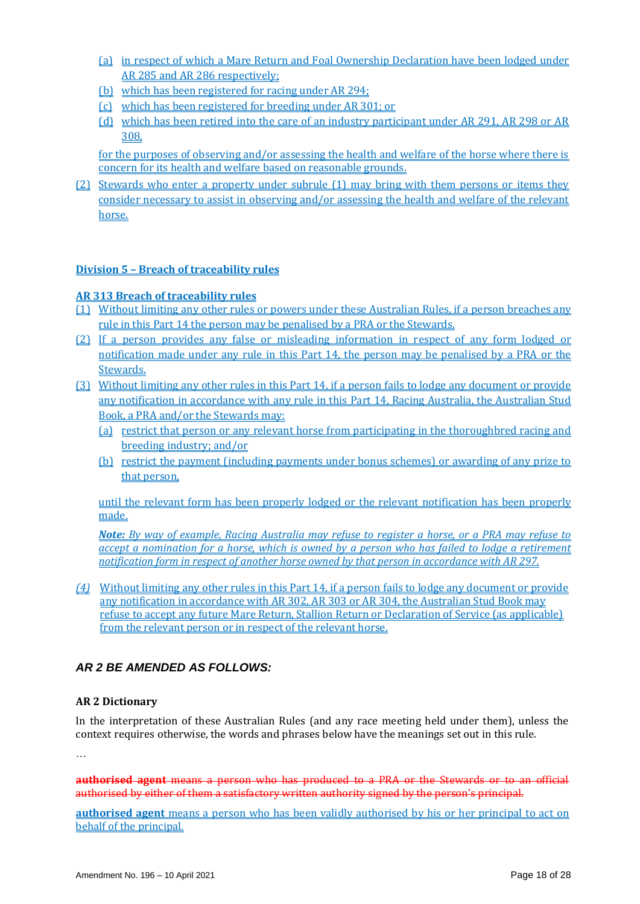(a) in respect of which a Mare Return and Foal Ownership Declaration have been lodged under AR 285 and AR 286 respectively;

(b) which has been registered for racing under AR 294;

(c) which has been registered for breeding under AR 301; or

(d) which has been retired into the care of an industry participant under AR 291, AR 298 or AR 308,

for the purposes of observing and/or assessing the health and welfare of the horse where there is concern for its health and welfare based on reasonable grounds.

(2) Stewards who enter a property under subrule (1) may bring with them persons or items they consider necessary to assist in observing and/or assessing the health and welfare of the relevant horse.

**Division 5 – Breach of traceability rules**

**AR 313 Breach of traceability rules**

(1) Without limiting any other rules or powers under these Australian Rules, if a person breaches any rule in this Part 14 the person may be penalised by a PRA or the Stewards.

(2) If a person provides any false or misleading information in respect of any form lodged or notification made under any rule in this Part 14, the person may be penalised by a PRA or the Stewards.

(3) Without limiting any other rules in this Part 14, if a person fails to lodge any document or provide any notification in accordance with any rule in this Part 14, Racing Australia, the Australian Stud Book, a PRA and/or the Stewards may:

(a) restrict that person or any relevant horse from participating in the thoroughbred racing and breeding industry; and/or

(b) restrict the payment (including payments under bonus schemes) or awarding of any prize to that person,

until the relevant form has been properly lodged or the relevant notification has been properly made.

***Note:*** *By way of example, Racing Australia may refuse to register a horse, or a PRA may refuse to accept a nomination for a horse, which is owned by a person who has failed to lodge a retirement notification form in respect of another horse owned by that person in accordance with AR 297.*

*(4)* Without limiting any other rules in this Part 14, if a person fails to lodge any document or provide any notification in accordance with AR 302, AR 303 or AR 304, the Australian Stud Book may refuse to accept any future Mare Return, Stallion Return or Declaration of Service (as applicable) from the relevant person or in respect of the relevant horse.

## *AR 2 BE AMENDED AS FOLLOWS:*

**AR 2 Dictionary**

In the interpretation of these Australian Rules (and any race meeting held under them), unless the context requires otherwise, the words and phrases below have the meanings set out in this rule.

…

~~**authorised agent** means a person who has produced to a PRA or the Stewards or to an official authorised by either of them a satisfactory written authority signed by the person's principal.~~

**authorised agent** means a person who has been validly authorised by his or her principal to act on behalf of the principal.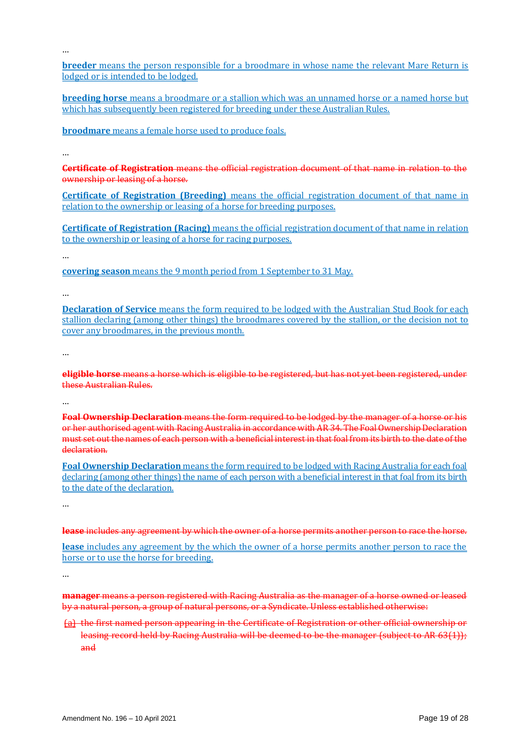…

**breeder** means the person responsible for a broodmare in whose name the relevant Mare Return is lodged or is intended to be lodged.

**breeding horse** means a broodmare or a stallion which was an unnamed horse or a named horse but which has subsequently been registered for breeding under these Australian Rules.

**broodmare** means a female horse used to produce foals.

…

~~**Certificate of Registration** means the official registration document of that name in relation to the ownership or leasing of a horse.~~

**Certificate of Registration (Breeding)** means the official registration document of that name in relation to the ownership or leasing of a horse for breeding purposes.

**Certificate of Registration (Racing)** means the official registration document of that name in relation to the ownership or leasing of a horse for racing purposes.

…

**covering season** means the 9 month period from 1 September to 31 May.

…

**Declaration of Service** means the form required to be lodged with the Australian Stud Book for each stallion declaring (among other things) the broodmares covered by the stallion, or the decision not to cover any broodmares, in the previous month.

…

~~**eligible horse** means a horse which is eligible to be registered, but has not yet been registered, under these Australian Rules.~~

…

~~**Foal Ownership Declaration** means the form required to be lodged by the manager of a horse or his or her authorised agent with Racing Australia in accordance with AR 34. The Foal Ownership Declaration must set out the names of each person with a beneficial interest in that foal from its birth to the date of the declaration.~~

**Foal Ownership Declaration** means the form required to be lodged with Racing Australia for each foal declaring (among other things) the name of each person with a beneficial interest in that foal from its birth to the date of the declaration.

…

~~**lease** includes any agreement by which the owner of a horse permits another person to race the horse.~~

**lease** includes any agreement by the which the owner of a horse permits another person to race the horse or to use the horse for breeding.

…

~~**manager** means a person registered with Racing Australia as the manager of a horse owned or leased by a natural person, a group of natural persons, or a Syndicate. Unless established otherwise:~~

~~(a) the first named person appearing in the Certificate of Registration or other official ownership or leasing record held by Racing Australia will be deemed to be the manager (subject to AR 63(1)); and~~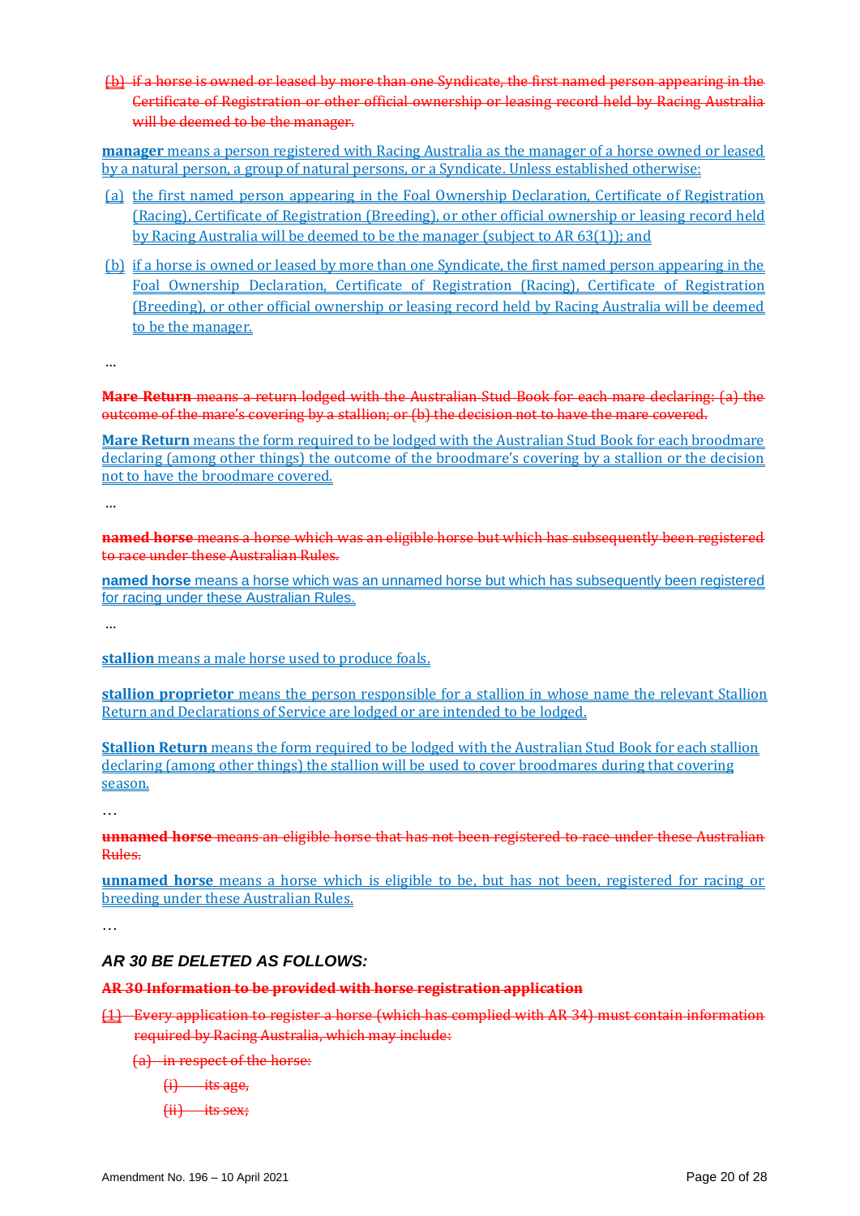~~(b) if a horse is owned or leased by more than one Syndicate, the first named person appearing in the Certificate of Registration or other official ownership or leasing record held by Racing Australia will be deemed to be the manager.~~

**manager** means a person registered with Racing Australia as the manager of a horse owned or leased by a natural person, a group of natural persons, or a Syndicate. Unless established otherwise:

(a) the first named person appearing in the Foal Ownership Declaration, Certificate of Registration (Racing), Certificate of Registration (Breeding), or other official ownership or leasing record held by Racing Australia will be deemed to be the manager (subject to AR 63(1)); and

(b) if a horse is owned or leased by more than one Syndicate, the first named person appearing in the Foal Ownership Declaration, Certificate of Registration (Racing), Certificate of Registration (Breeding), or other official ownership or leasing record held by Racing Australia will be deemed to be the manager.

...

~~**Mare Return** means a return lodged with the Australian Stud Book for each mare declaring: (a) the outcome of the mare's covering by a stallion; or (b) the decision not to have the mare covered.~~

**Mare Return** means the form required to be lodged with the Australian Stud Book for each broodmare declaring (among other things) the outcome of the broodmare's covering by a stallion or the decision not to have the broodmare covered.

...

~~**named horse** means a horse which was an eligible horse but which has subsequently been registered to race under these Australian Rules.~~

**named horse** means a horse which was an unnamed horse but which has subsequently been registered for racing under these Australian Rules.

...

**stallion** means a male horse used to produce foals.

**stallion proprietor** means the person responsible for a stallion in whose name the relevant Stallion Return and Declarations of Service are lodged or are intended to be lodged.

**Stallion Return** means the form required to be lodged with the Australian Stud Book for each stallion declaring (among other things) the stallion will be used to cover broodmares during that covering season.

…

~~**unnamed horse** means an eligible horse that has not been registered to race under these Australian Rules.~~

**unnamed horse** means a horse which is eligible to be, but has not been, registered for racing or breeding under these Australian Rules.

…

### *AR 30 BE DELETED AS FOLLOWS:*

~~**AR 30 Information to be provided with horse registration application**~~

~~(1) Every application to register a horse (which has complied with AR 34) must contain information required by Racing Australia, which may include:~~

~~(a) in respect of the horse:~~

~~(i) its age,~~

~~(ii) its sex;~~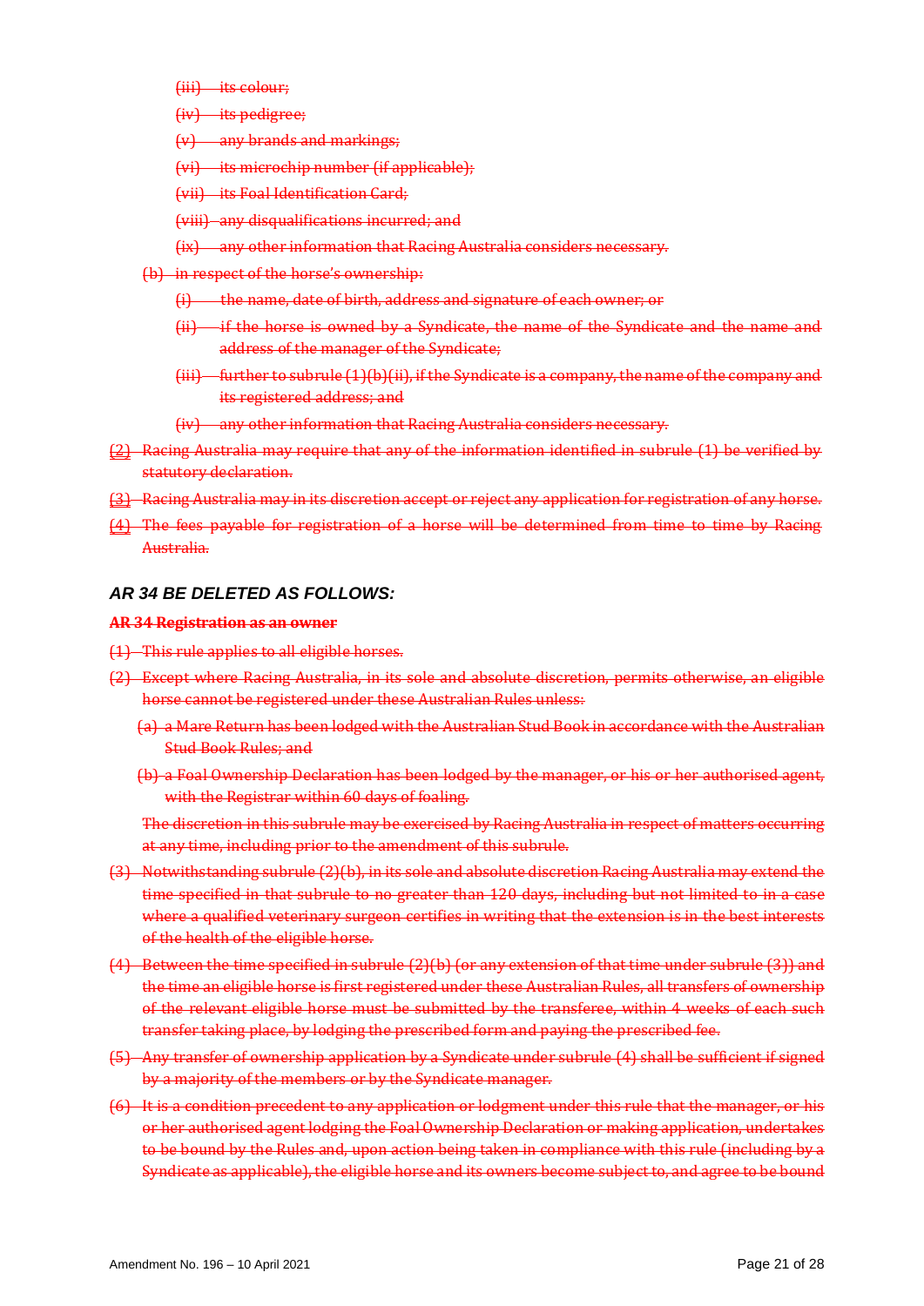~~(iii) its colour;~~

~~(iv) its pedigree;~~

~~(v) any brands and markings;~~

~~(vi) its microchip number (if applicable);~~

~~(vii) its Foal Identification Card;~~

~~(viii) any disqualifications incurred; and~~

~~(ix) any other information that Racing Australia considers necessary.~~

~~(b) in respect of the horse's ownership:~~

~~(i) the name, date of birth, address and signature of each owner; or~~

~~(ii) if the horse is owned by a Syndicate, the name of the Syndicate and the name and address of the manager of the Syndicate;~~

~~(iii) further to subrule (1)(b)(ii), if the Syndicate is a company, the name of the company and its registered address; and~~

~~(iv) any other information that Racing Australia considers necessary.~~

~~(2) Racing Australia may require that any of the information identified in subrule (1) be verified by statutory declaration.~~

~~(3) Racing Australia may in its discretion accept or reject any application for registration of any horse.~~

~~(4) The fees payable for registration of a horse will be determined from time to time by Racing Australia.~~

### *AR 34 BE DELETED AS FOLLOWS:*

**~~AR 34 Registration as an owner~~**

~~(1) This rule applies to all eligible horses.~~

~~(2) Except where Racing Australia, in its sole and absolute discretion, permits otherwise, an eligible horse cannot be registered under these Australian Rules unless:~~

~~(a) a Mare Return has been lodged with the Australian Stud Book in accordance with the Australian Stud Book Rules; and~~

~~(b) a Foal Ownership Declaration has been lodged by the manager, or his or her authorised agent, with the Registrar within 60 days of foaling.~~

~~The discretion in this subrule may be exercised by Racing Australia in respect of matters occurring at any time, including prior to the amendment of this subrule.~~

~~(3) Notwithstanding subrule (2)(b), in its sole and absolute discretion Racing Australia may extend the time specified in that subrule to no greater than 120 days, including but not limited to in a case where a qualified veterinary surgeon certifies in writing that the extension is in the best interests of the health of the eligible horse.~~

~~(4) Between the time specified in subrule (2)(b) (or any extension of that time under subrule (3)) and the time an eligible horse is first registered under these Australian Rules, all transfers of ownership of the relevant eligible horse must be submitted by the transferee, within 4 weeks of each such transfer taking place, by lodging the prescribed form and paying the prescribed fee.~~

~~(5) Any transfer of ownership application by a Syndicate under subrule (4) shall be sufficient if signed by a majority of the members or by the Syndicate manager.~~

~~(6) It is a condition precedent to any application or lodgment under this rule that the manager, or his or her authorised agent lodging the Foal Ownership Declaration or making application, undertakes to be bound by the Rules and, upon action being taken in compliance with this rule (including by a Syndicate as applicable), the eligible horse and its owners become subject to, and agree to be bound~~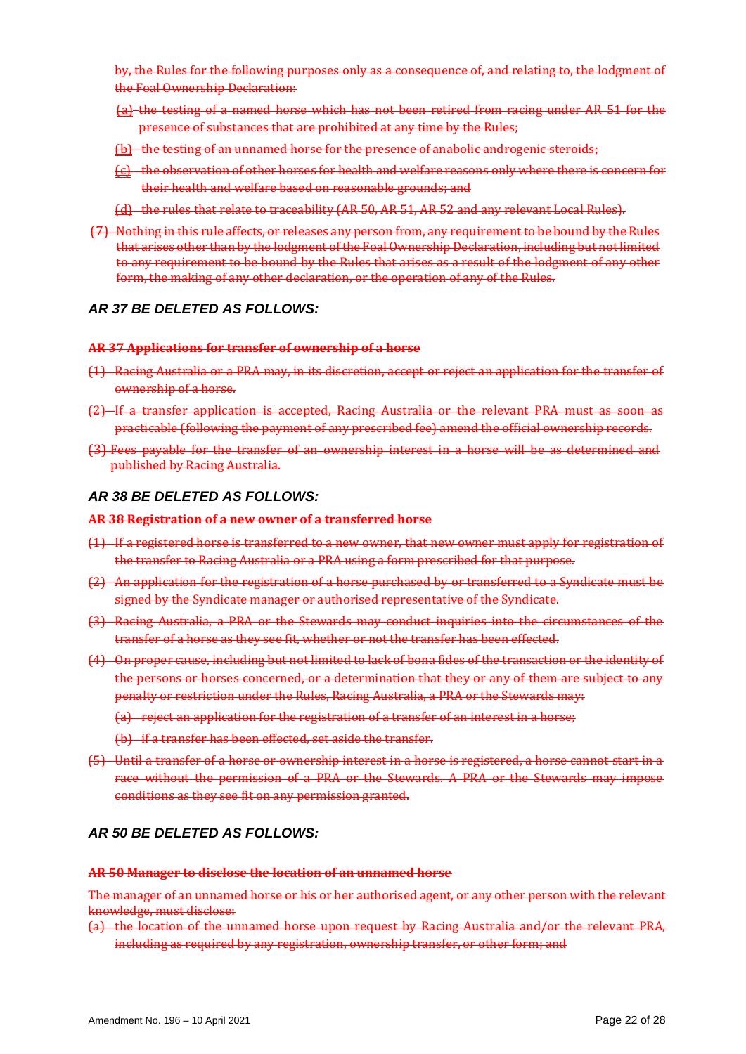~~by, the Rules for the following purposes only as a consequence of, and relating to, the lodgment of the Foal Ownership Declaration:~~

~~(a) the testing of a named horse which has not been retired from racing under AR 51 for the presence of substances that are prohibited at any time by the Rules;~~

~~(b) the testing of an unnamed horse for the presence of anabolic androgenic steroids;~~

~~(c) the observation of other horses for health and welfare reasons only where there is concern for their health and welfare based on reasonable grounds; and~~

~~(d) the rules that relate to traceability (AR 50, AR 51, AR 52 and any relevant Local Rules).~~

~~(7) Nothing in this rule affects, or releases any person from, any requirement to be bound by the Rules that arises other than by the lodgment of the Foal Ownership Declaration, including but not limited to any requirement to be bound by the Rules that arises as a result of the lodgment of any other form, the making of any other declaration, or the operation of any of the Rules.~~

### *AR 37 BE DELETED AS FOLLOWS:*

~~**AR 37 Applications for transfer of ownership of a horse**~~

~~(1) Racing Australia or a PRA may, in its discretion, accept or reject an application for the transfer of ownership of a horse.~~

~~(2) If a transfer application is accepted, Racing Australia or the relevant PRA must as soon as practicable (following the payment of any prescribed fee) amend the official ownership records.~~

~~(3) Fees payable for the transfer of an ownership interest in a horse will be as determined and published by Racing Australia.~~

### *AR 38 BE DELETED AS FOLLOWS:*

~~**AR 38 Registration of a new owner of a transferred horse**~~

~~(1) If a registered horse is transferred to a new owner, that new owner must apply for registration of the transfer to Racing Australia or a PRA using a form prescribed for that purpose.~~

~~(2) An application for the registration of a horse purchased by or transferred to a Syndicate must be signed by the Syndicate manager or authorised representative of the Syndicate.~~

~~(3) Racing Australia, a PRA or the Stewards may conduct inquiries into the circumstances of the transfer of a horse as they see fit, whether or not the transfer has been effected.~~

~~(4) On proper cause, including but not limited to lack of bona fides of the transaction or the identity of the persons or horses concerned, or a determination that they or any of them are subject to any penalty or restriction under the Rules, Racing Australia, a PRA or the Stewards may:~~

~~(a) reject an application for the registration of a transfer of an interest in a horse;~~

~~(b) if a transfer has been effected, set aside the transfer.~~

~~(5) Until a transfer of a horse or ownership interest in a horse is registered, a horse cannot start in a race without the permission of a PRA or the Stewards. A PRA or the Stewards may impose conditions as they see fit on any permission granted.~~

### *AR 50 BE DELETED AS FOLLOWS:*

~~**AR 50 Manager to disclose the location of an unnamed horse**~~

~~The manager of an unnamed horse or his or her authorised agent, or any other person with the relevant knowledge, must disclose:~~

~~(a) the location of the unnamed horse upon request by Racing Australia and/or the relevant PRA, including as required by any registration, ownership transfer, or other form; and~~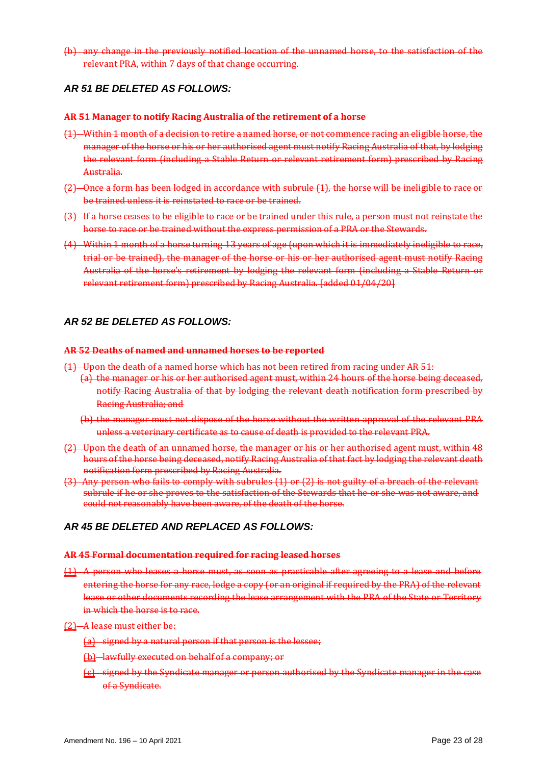~~(b) any change in the previously notified location of the unnamed horse, to the satisfaction of the relevant PRA, within 7 days of that change occurring.~~

### *AR 51 BE DELETED AS FOLLOWS:*

~~**AR 51 Manager to notify Racing Australia of the retirement of a horse**~~

~~(1) Within 1 month of a decision to retire a named horse, or not commence racing an eligible horse, the manager of the horse or his or her authorised agent must notify Racing Australia of that, by lodging the relevant form (including a Stable Return or relevant retirement form) prescribed by Racing Australia.~~

~~(2) Once a form has been lodged in accordance with subrule (1), the horse will be ineligible to race or be trained unless it is reinstated to race or be trained.~~

~~(3) If a horse ceases to be eligible to race or be trained under this rule, a person must not reinstate the horse to race or be trained without the express permission of a PRA or the Stewards.~~

~~(4) Within 1 month of a horse turning 13 years of age (upon which it is immediately ineligible to race, trial or be trained), the manager of the horse or his or her authorised agent must notify Racing Australia of the horse's retirement by lodging the relevant form (including a Stable Return or relevant retirement form) prescribed by Racing Australia. [added 01/04/20]~~

### *AR 52 BE DELETED AS FOLLOWS:*

~~**AR 52 Deaths of named and unnamed horses to be reported**~~

~~(1) Upon the death of a named horse which has not been retired from racing under AR 51:~~

~~(a) the manager or his or her authorised agent must, within 24 hours of the horse being deceased, notify Racing Australia of that by lodging the relevant death notification form prescribed by Racing Australia; and~~

~~(b) the manager must not dispose of the horse without the written approval of the relevant PRA unless a veterinary certificate as to cause of death is provided to the relevant PRA.~~

~~(2) Upon the death of an unnamed horse, the manager or his or her authorised agent must, within 48 hours of the horse being deceased, notify Racing Australia of that fact by lodging the relevant death notification form prescribed by Racing Australia.~~

~~(3) Any person who fails to comply with subrules (1) or (2) is not guilty of a breach of the relevant subrule if he or she proves to the satisfaction of the Stewards that he or she was not aware, and could not reasonably have been aware, of the death of the horse.~~

### *AR 45 BE DELETED AND REPLACED AS FOLLOWS:*

~~**AR 45 Formal documentation required for racing leased horses**~~

~~(1) A person who leases a horse must, as soon as practicable after agreeing to a lease and before entering the horse for any race, lodge a copy (or an original if required by the PRA) of the relevant lease or other documents recording the lease arrangement with the PRA of the State or Territory in which the horse is to race.~~

~~(2) A lease must either be:~~

~~(a) signed by a natural person if that person is the lessee;~~

~~(b) lawfully executed on behalf of a company; or~~

~~(c) signed by the Syndicate manager or person authorised by the Syndicate manager in the case of a Syndicate.~~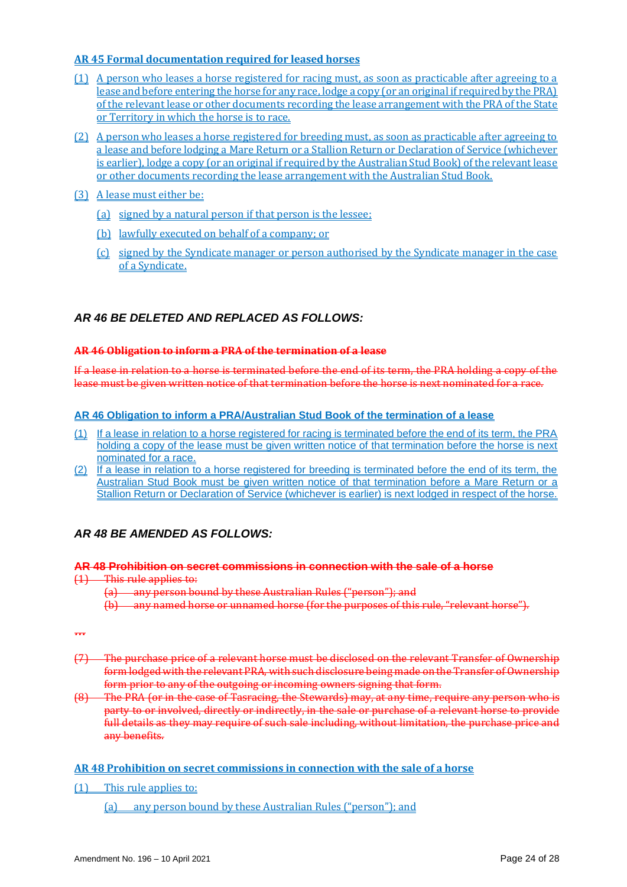**AR 45 Formal documentation required for leased horses**

(1) A person who leases a horse registered for racing must, as soon as practicable after agreeing to a lease and before entering the horse for any race, lodge a copy (or an original if required by the PRA) of the relevant lease or other documents recording the lease arrangement with the PRA of the State or Territory in which the horse is to race.

(2) A person who leases a horse registered for breeding must, as soon as practicable after agreeing to a lease and before lodging a Mare Return or a Stallion Return or Declaration of Service (whichever is earlier), lodge a copy (or an original if required by the Australian Stud Book) of the relevant lease or other documents recording the lease arrangement with the Australian Stud Book.

(3) A lease must either be:

(a) signed by a natural person if that person is the lessee;

(b) lawfully executed on behalf of a company; or

(c) signed by the Syndicate manager or person authorised by the Syndicate manager in the case of a Syndicate.

## *AR 46 BE DELETED AND REPLACED AS FOLLOWS:*

~~**AR 46 Obligation to inform a PRA of the termination of a lease**~~

~~If a lease in relation to a horse is terminated before the end of its term, the PRA holding a copy of the lease must be given written notice of that termination before the horse is next nominated for a race.~~

**AR 46 Obligation to inform a PRA/Australian Stud Book of the termination of a lease**

(1) If a lease in relation to a horse registered for racing is terminated before the end of its term, the PRA holding a copy of the lease must be given written notice of that termination before the horse is next nominated for a race.

(2) If a lease in relation to a horse registered for breeding is terminated before the end of its term, the Australian Stud Book must be given written notice of that termination before a Mare Return or a Stallion Return or Declaration of Service (whichever is earlier) is next lodged in respect of the horse.

## *AR 48 BE AMENDED AS FOLLOWS:*

~~**AR 48 Prohibition on secret commissions in connection with the sale of a horse**~~

~~(1) This rule applies to:~~

~~(a) any person bound by these Australian Rules ("person"); and~~

~~(b) any named horse or unnamed horse (for the purposes of this rule, "relevant horse").~~

~~...~~

~~(7) The purchase price of a relevant horse must be disclosed on the relevant Transfer of Ownership form lodged with the relevant PRA, with such disclosure being made on the Transfer of Ownership form prior to any of the outgoing or incoming owners signing that form.~~

~~(8) The PRA (or in the case of Tasracing, the Stewards) may, at any time, require any person who is party to or involved, directly or indirectly, in the sale or purchase of a relevant horse to provide full details as they may require of such sale including, without limitation, the purchase price and any benefits.~~

**AR 48 Prohibition on secret commissions in connection with the sale of a horse**

(1) This rule applies to:

(a) any person bound by these Australian Rules ("person"); and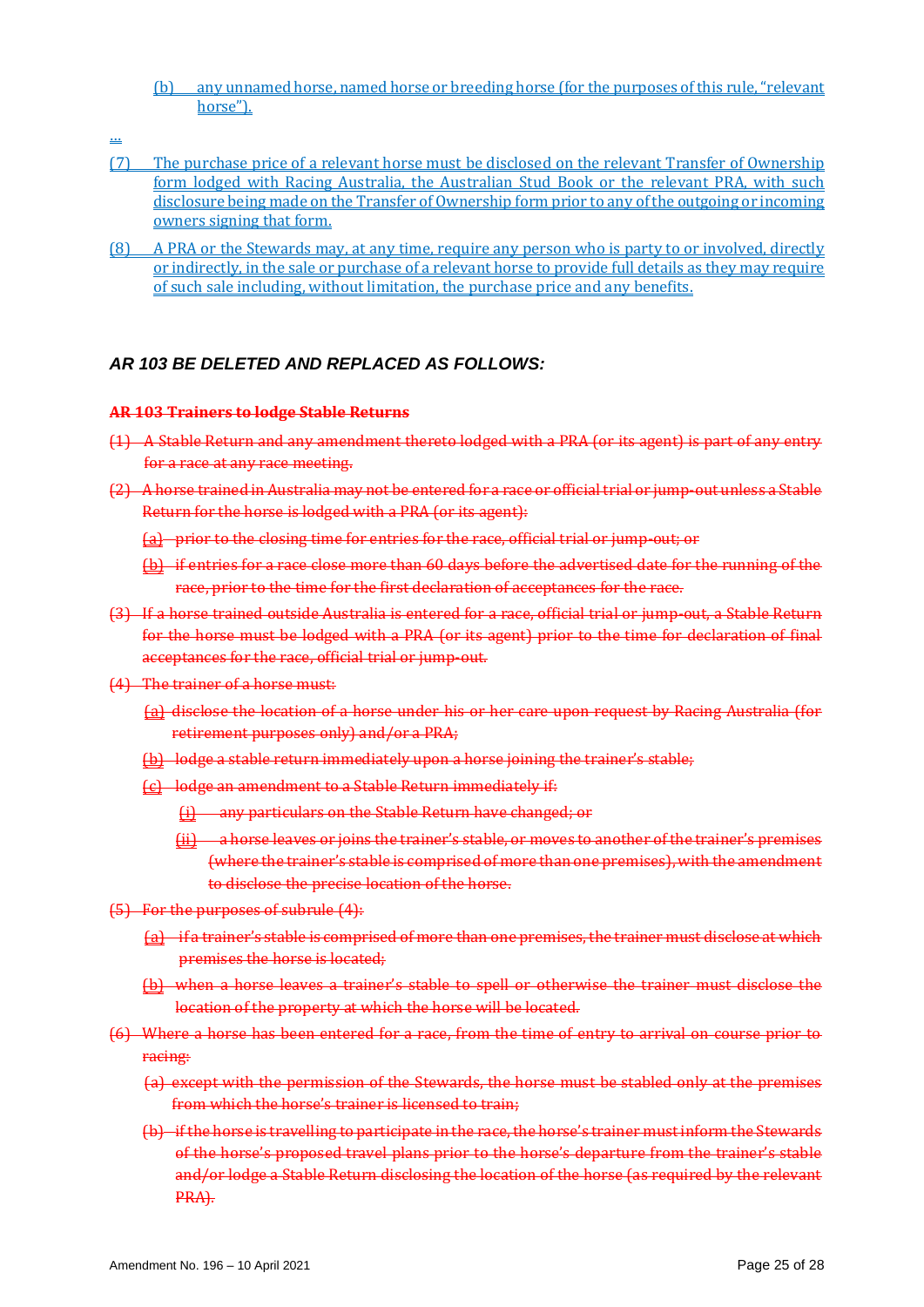(b) any unnamed horse, named horse or breeding horse (for the purposes of this rule, "relevant horse").

...

(7) The purchase price of a relevant horse must be disclosed on the relevant Transfer of Ownership form lodged with Racing Australia, the Australian Stud Book or the relevant PRA, with such disclosure being made on the Transfer of Ownership form prior to any of the outgoing or incoming owners signing that form.

(8) A PRA or the Stewards may, at any time, require any person who is party to or involved, directly or indirectly, in the sale or purchase of a relevant horse to provide full details as they may require of such sale including, without limitation, the purchase price and any benefits.

***AR 103 BE DELETED AND REPLACED AS FOLLOWS:***

~~**AR 103 Trainers to lodge Stable Returns**~~

~~(1) A Stable Return and any amendment thereto lodged with a PRA (or its agent) is part of any entry for a race at any race meeting.~~

~~(2) A horse trained in Australia may not be entered for a race or official trial or jump-out unless a Stable Return for the horse is lodged with a PRA (or its agent):~~

~~(a) prior to the closing time for entries for the race, official trial or jump-out; or~~

~~(b) if entries for a race close more than 60 days before the advertised date for the running of the race, prior to the time for the first declaration of acceptances for the race.~~

~~(3) If a horse trained outside Australia is entered for a race, official trial or jump-out, a Stable Return for the horse must be lodged with a PRA (or its agent) prior to the time for declaration of final acceptances for the race, official trial or jump-out.~~

~~(4) The trainer of a horse must:~~

~~(a) disclose the location of a horse under his or her care upon request by Racing Australia (for retirement purposes only) and/or a PRA;~~

~~(b) lodge a stable return immediately upon a horse joining the trainer's stable;~~

~~(c) lodge an amendment to a Stable Return immediately if:~~

~~(i) any particulars on the Stable Return have changed; or~~

~~(ii) a horse leaves or joins the trainer's stable, or moves to another of the trainer's premises (where the trainer's stable is comprised of more than one premises), with the amendment to disclose the precise location of the horse.~~

~~(5) For the purposes of subrule (4):~~

~~(a) if a trainer's stable is comprised of more than one premises, the trainer must disclose at which premises the horse is located;~~

~~(b) when a horse leaves a trainer's stable to spell or otherwise the trainer must disclose the location of the property at which the horse will be located.~~

~~(6) Where a horse has been entered for a race, from the time of entry to arrival on course prior to racing:~~

~~(a) except with the permission of the Stewards, the horse must be stabled only at the premises from which the horse's trainer is licensed to train;~~

~~(b) if the horse is travelling to participate in the race, the horse's trainer must inform the Stewards of the horse's proposed travel plans prior to the horse's departure from the trainer's stable and/or lodge a Stable Return disclosing the location of the horse (as required by the relevant PRA).~~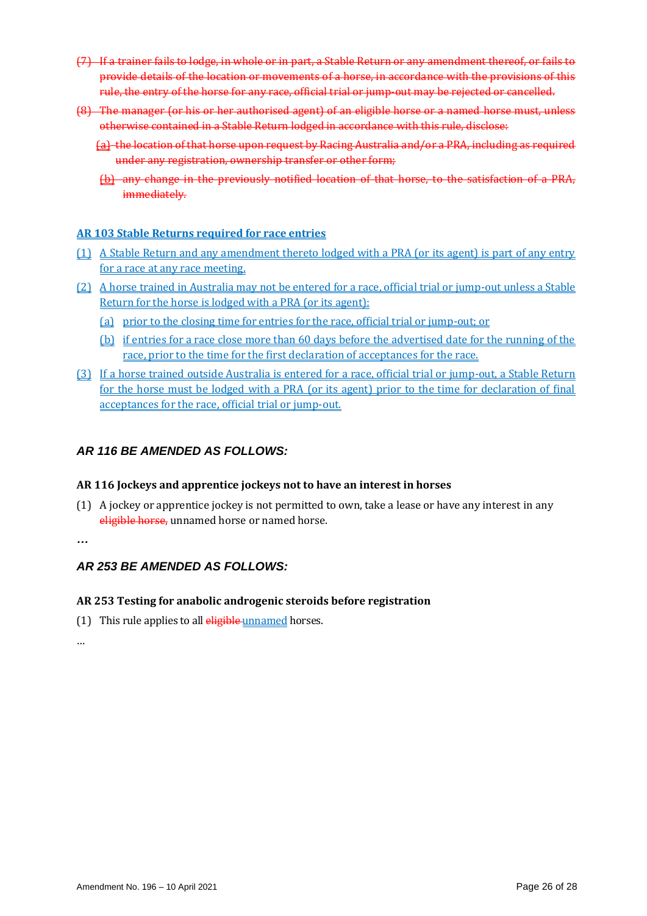~~(7) If a trainer fails to lodge, in whole or in part, a Stable Return or any amendment thereof, or fails to provide details of the location or movements of a horse, in accordance with the provisions of this rule, the entry of the horse for any race, official trial or jump-out may be rejected or cancelled.~~

~~(8) The manager (or his or her authorised agent) of an eligible horse or a named horse must, unless otherwise contained in a Stable Return lodged in accordance with this rule, disclose:~~

~~(a) the location of that horse upon request by Racing Australia and/or a PRA, including as required under any registration, ownership transfer or other form;~~

~~(b) any change in the previously notified location of that horse, to the satisfaction of a PRA, immediately.~~

<u>**AR 103 Stable Returns required for race entries**</u>

<u>(1) A Stable Return and any amendment thereto lodged with a PRA (or its agent) is part of any entry for a race at any race meeting.</u>

<u>(2) A horse trained in Australia may not be entered for a race, official trial or jump-out unless a Stable Return for the horse is lodged with a PRA (or its agent):</u>

<u>(a) prior to the closing time for entries for the race, official trial or jump-out; or</u>

<u>(b) if entries for a race close more than 60 days before the advertised date for the running of the race, prior to the time for the first declaration of acceptances for the race.</u>

<u>(3) If a horse trained outside Australia is entered for a race, official trial or jump-out, a Stable Return for the horse must be lodged with a PRA (or its agent) prior to the time for declaration of final acceptances for the race, official trial or jump-out.</u>

## *AR 116 BE AMENDED AS FOLLOWS:*

**AR 116 Jockeys and apprentice jockeys not to have an interest in horses**

(1) A jockey or apprentice jockey is not permitted to own, take a lease or have any interest in any ~~eligible horse,~~ unnamed horse or named horse.

*…*

## *AR 253 BE AMENDED AS FOLLOWS:*

**AR 253 Testing for anabolic androgenic steroids before registration**

(1) This rule applies to all ~~eligible~~ <u>unnamed</u> horses.

…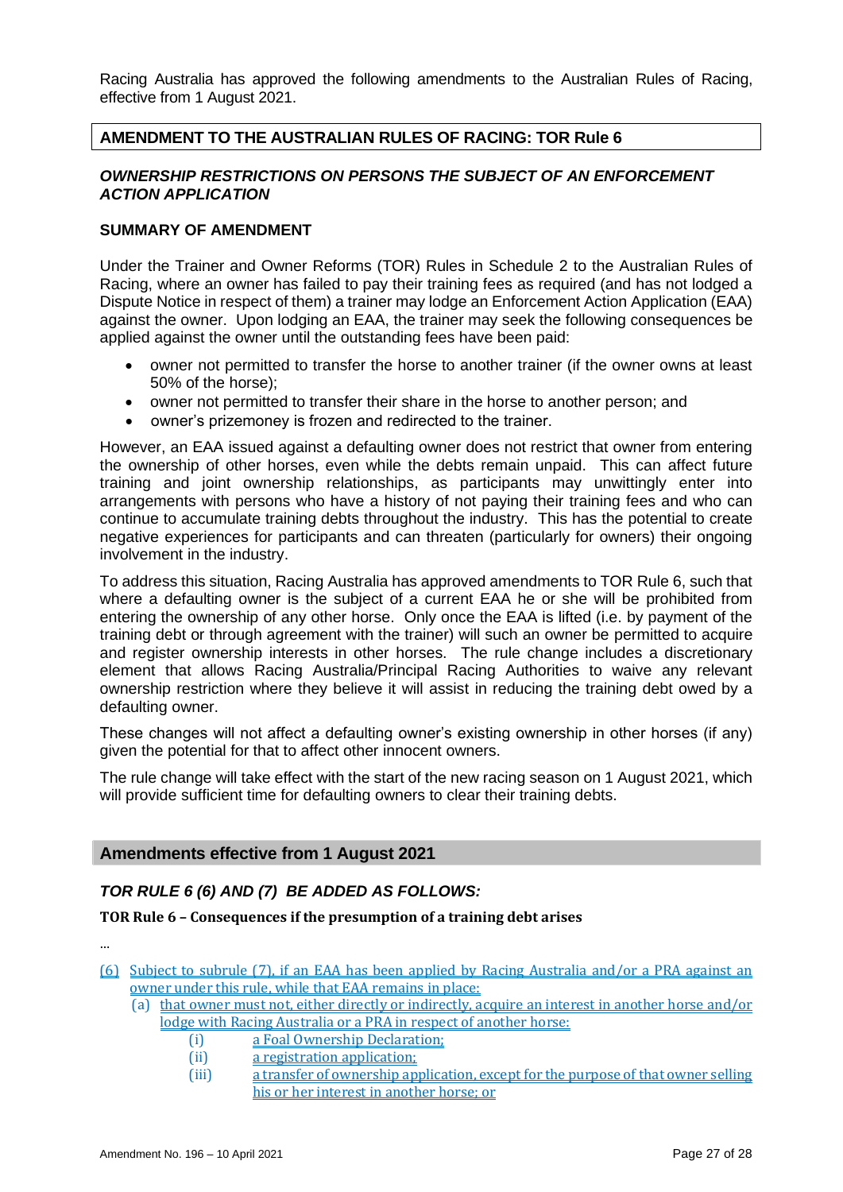Racing Australia has approved the following amendments to the Australian Rules of Racing, effective from 1 August 2021.

## AMENDMENT TO THE AUSTRALIAN RULES OF RACING: TOR Rule 6

### *OWNERSHIP RESTRICTIONS ON PERSONS THE SUBJECT OF AN ENFORCEMENT ACTION APPLICATION*

### SUMMARY OF AMENDMENT

Under the Trainer and Owner Reforms (TOR) Rules in Schedule 2 to the Australian Rules of Racing, where an owner has failed to pay their training fees as required (and has not lodged a Dispute Notice in respect of them) a trainer may lodge an Enforcement Action Application (EAA) against the owner. Upon lodging an EAA, the trainer may seek the following consequences be applied against the owner until the outstanding fees have been paid:

- owner not permitted to transfer the horse to another trainer (if the owner owns at least 50% of the horse);
- owner not permitted to transfer their share in the horse to another person; and
- owner's prizemoney is frozen and redirected to the trainer.

However, an EAA issued against a defaulting owner does not restrict that owner from entering the ownership of other horses, even while the debts remain unpaid. This can affect future training and joint ownership relationships, as participants may unwittingly enter into arrangements with persons who have a history of not paying their training fees and who can continue to accumulate training debts throughout the industry. This has the potential to create negative experiences for participants and can threaten (particularly for owners) their ongoing involvement in the industry.

To address this situation, Racing Australia has approved amendments to TOR Rule 6, such that where a defaulting owner is the subject of a current EAA he or she will be prohibited from entering the ownership of any other horse. Only once the EAA is lifted (i.e. by payment of the training debt or through agreement with the trainer) will such an owner be permitted to acquire and register ownership interests in other horses. The rule change includes a discretionary element that allows Racing Australia/Principal Racing Authorities to waive any relevant ownership restriction where they believe it will assist in reducing the training debt owed by a defaulting owner.

These changes will not affect a defaulting owner's existing ownership in other horses (if any) given the potential for that to affect other innocent owners.

The rule change will take effect with the start of the new racing season on 1 August 2021, which will provide sufficient time for defaulting owners to clear their training debts.

## Amendments effective from 1 August 2021

### *TOR RULE 6 (6) AND (7) BE ADDED AS FOLLOWS:*

**TOR Rule 6 – Consequences if the presumption of a training debt arises**

...

(6) Subject to subrule (7), if an EAA has been applied by Racing Australia and/or a PRA against an owner under this rule, while that EAA remains in place:

- (a) that owner must not, either directly or indirectly, acquire an interest in another horse and/or lodge with Racing Australia or a PRA in respect of another horse:
  - (i) a Foal Ownership Declaration;
  - (ii) a registration application;
  - (iii) a transfer of ownership application, except for the purpose of that owner selling his or her interest in another horse; or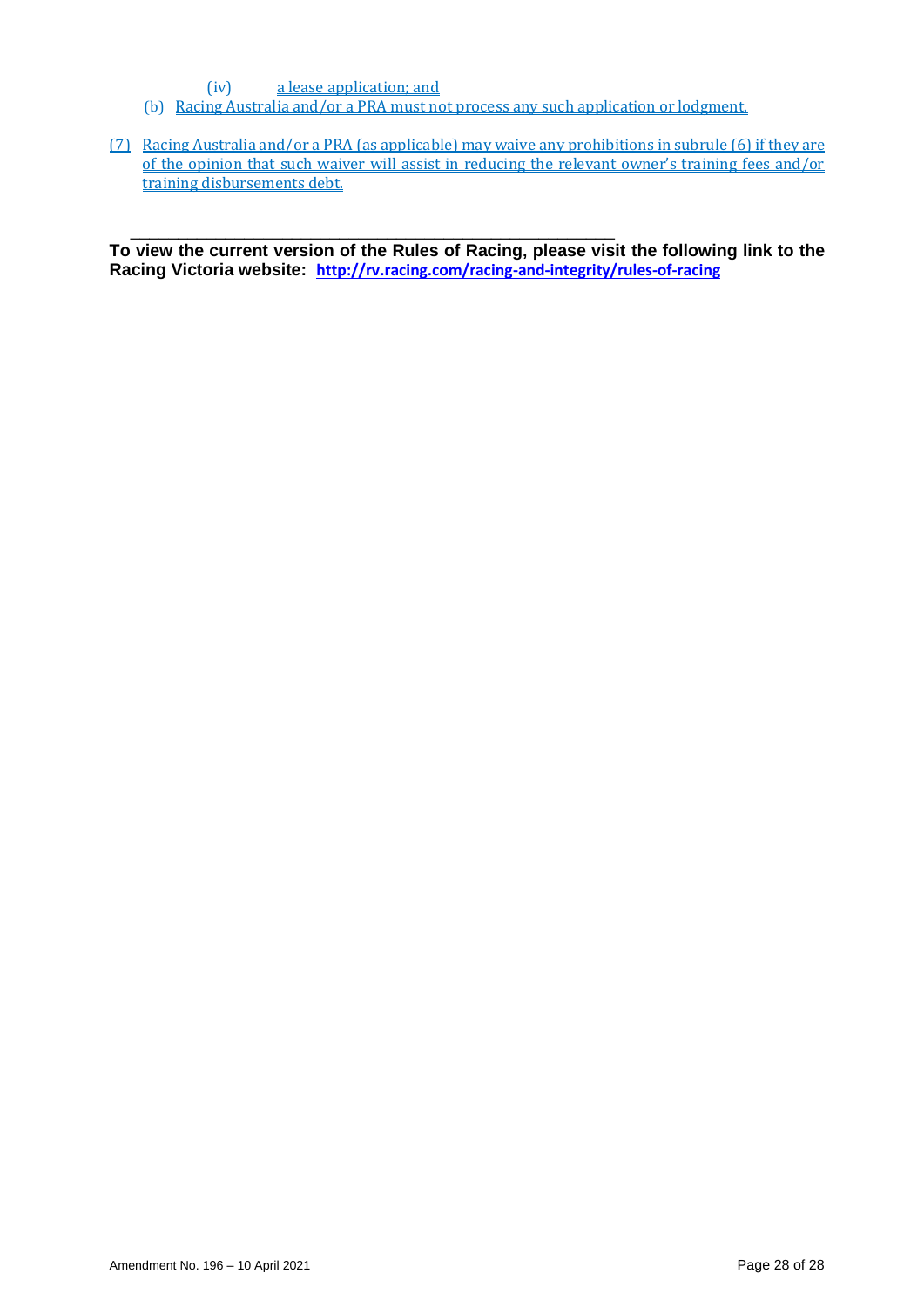(iv) a lease application; and

(b) Racing Australia and/or a PRA must not process any such application or lodgment.

(7) Racing Australia and/or a PRA (as applicable) may waive any prohibitions in subrule (6) if they are of the opinion that such waiver will assist in reducing the relevant owner's training fees and/or training disbursements debt.

---

**To view the current version of the Rules of Racing, please visit the following link to the Racing Victoria website: http://rv.racing.com/racing-and-integrity/rules-of-racing**